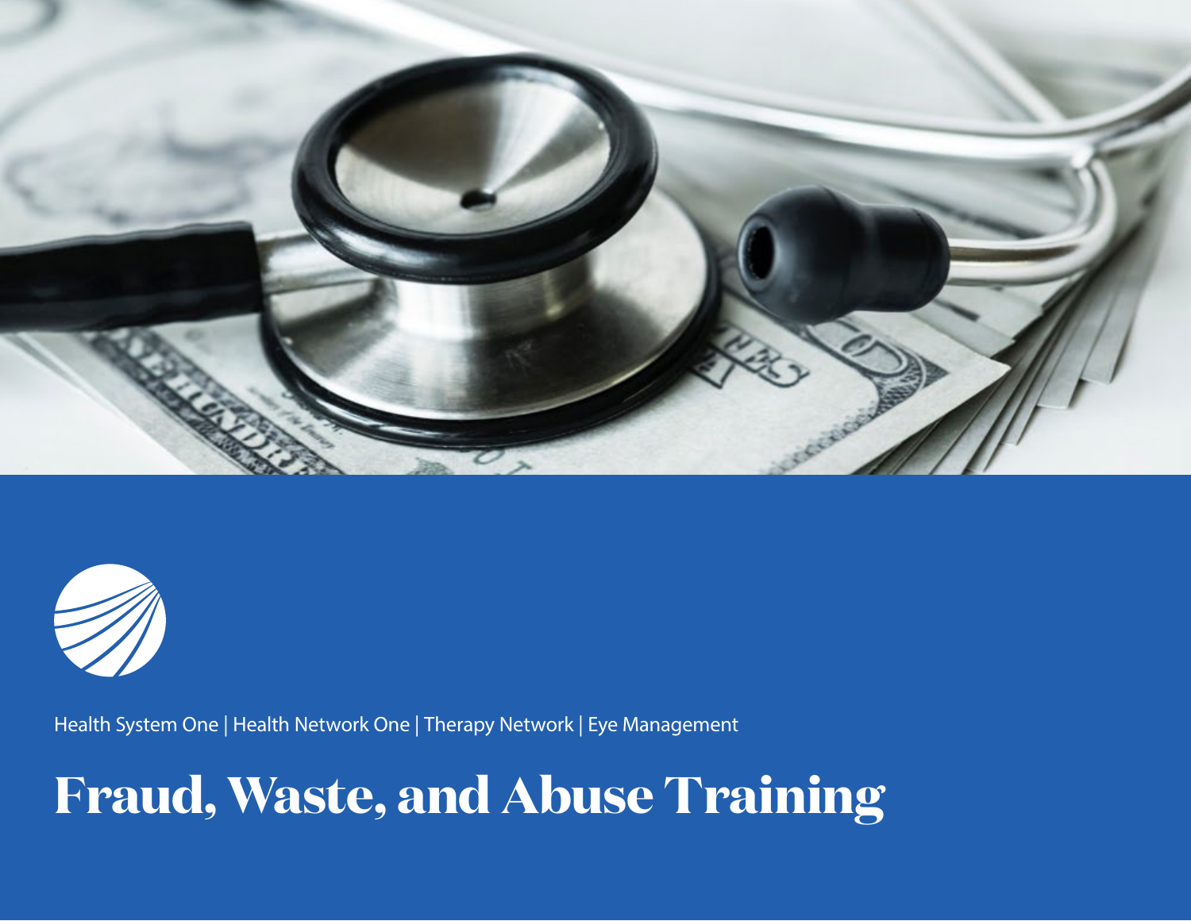Health System One | Health Network One | Therapy Network | Eye Management

# Fraud, Waste, and Abuse Training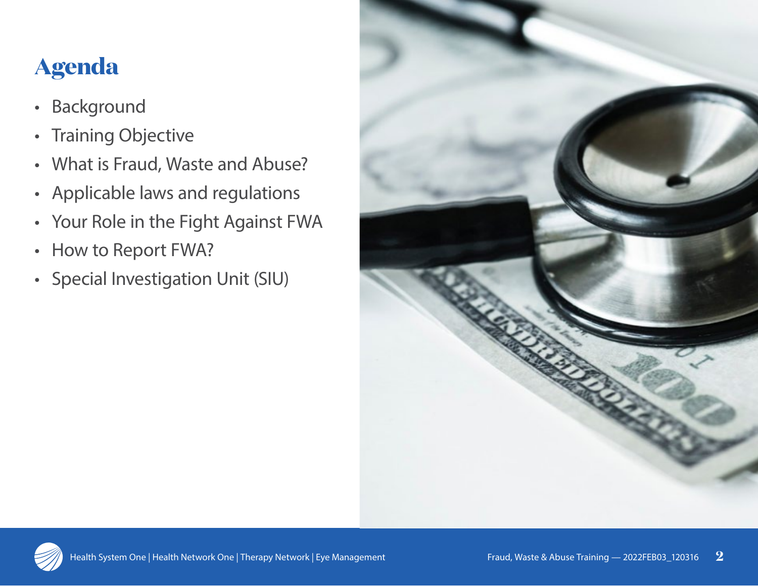# Agenda

- Background
- Training Objective
- What is Fraud, Waste and Abuse?
- Applicable laws and regulations
- Your Role in the Fight Against FWA
- How to Report FWA?
- Special Investigation Unit (SIU)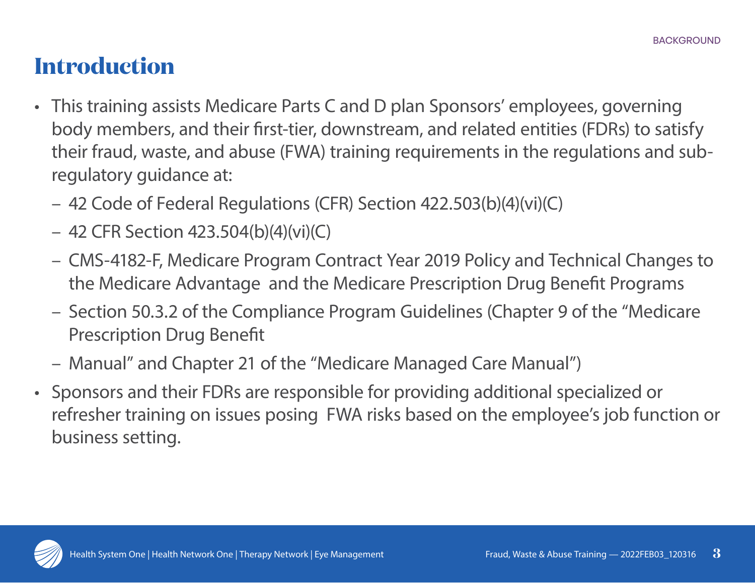## Introduction

- This training assists Medicare Parts C and D plan Sponsors' employees, governing body members, and their first-tier, downstream, and related entities (FDRs) to satisfy their fraud, waste, and abuse (FWA) training requirements in the regulations and sub-regulatory guidance at:
  - 42 Code of Federal Regulations (CFR) Section 422.503(b)(4)(vi)(C)
  - 42 CFR Section 423.504(b)(4)(vi)(C)
  - CMS-4182-F, Medicare Program Contract Year 2019 Policy and Technical Changes to the Medicare Advantage and the Medicare Prescription Drug Benefit Programs
  - Section 50.3.2 of the Compliance Program Guidelines (Chapter 9 of the "Medicare Prescription Drug Benefit
  - Manual" and Chapter 21 of the "Medicare Managed Care Manual")
- Sponsors and their FDRs are responsible for providing additional specialized or refresher training on issues posing FWA risks based on the employee's job function or business setting.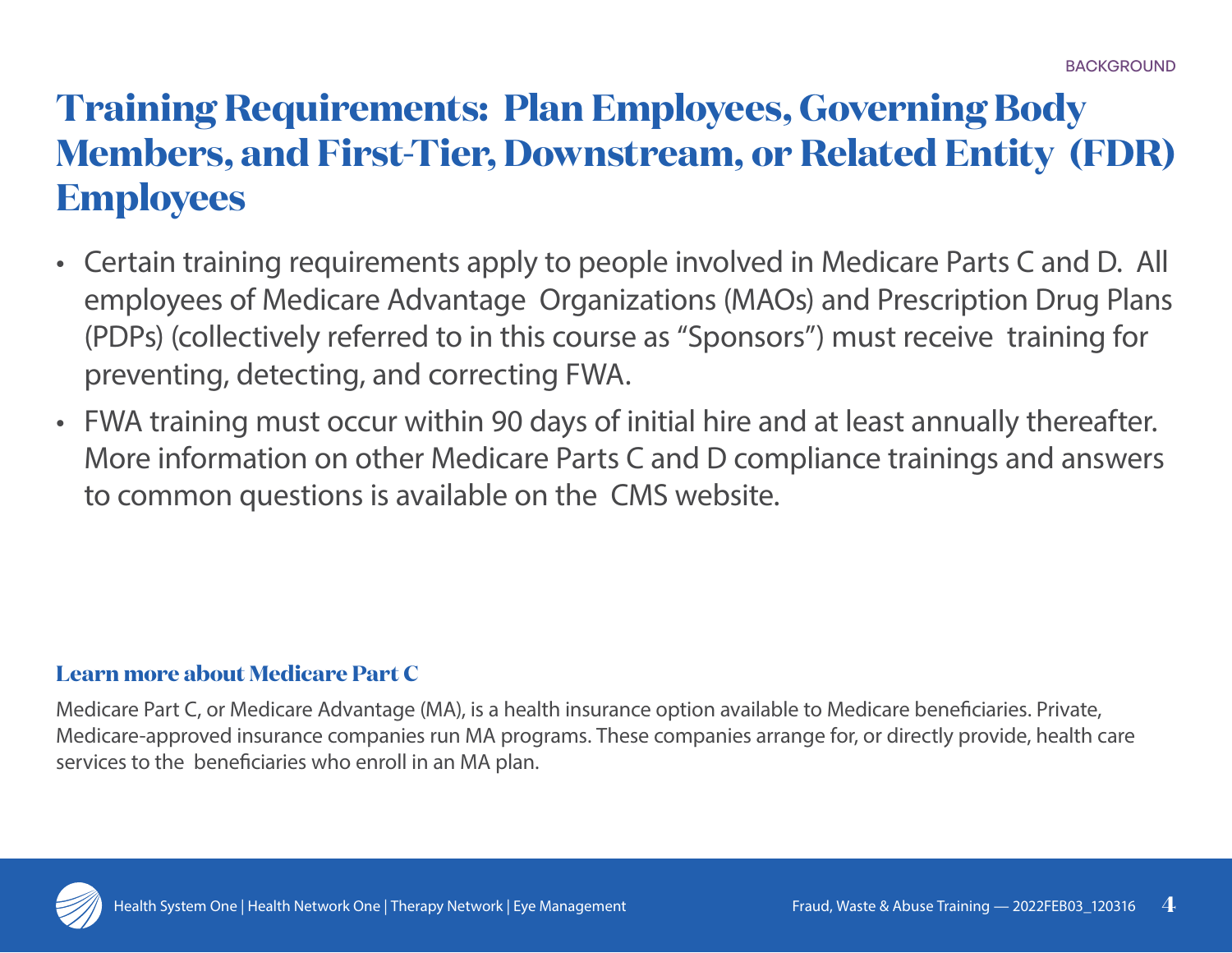# Training Requirements: Plan Employees, Governing Body Members, and First-Tier, Downstream, or Related Entity (FDR) Employees

- Certain training requirements apply to people involved in Medicare Parts C and D. All employees of Medicare Advantage Organizations (MAOs) and Prescription Drug Plans (PDPs) (collectively referred to in this course as "Sponsors") must receive training for preventing, detecting, and correcting FWA.
- FWA training must occur within 90 days of initial hire and at least annually thereafter. More information on other Medicare Parts C and D compliance trainings and answers to common questions is available on the CMS website.

### Learn more about Medicare Part C

Medicare Part C, or Medicare Advantage (MA), is a health insurance option available to Medicare beneficiaries. Private, Medicare-approved insurance companies run MA programs. These companies arrange for, or directly provide, health care services to the beneficiaries who enroll in an MA plan.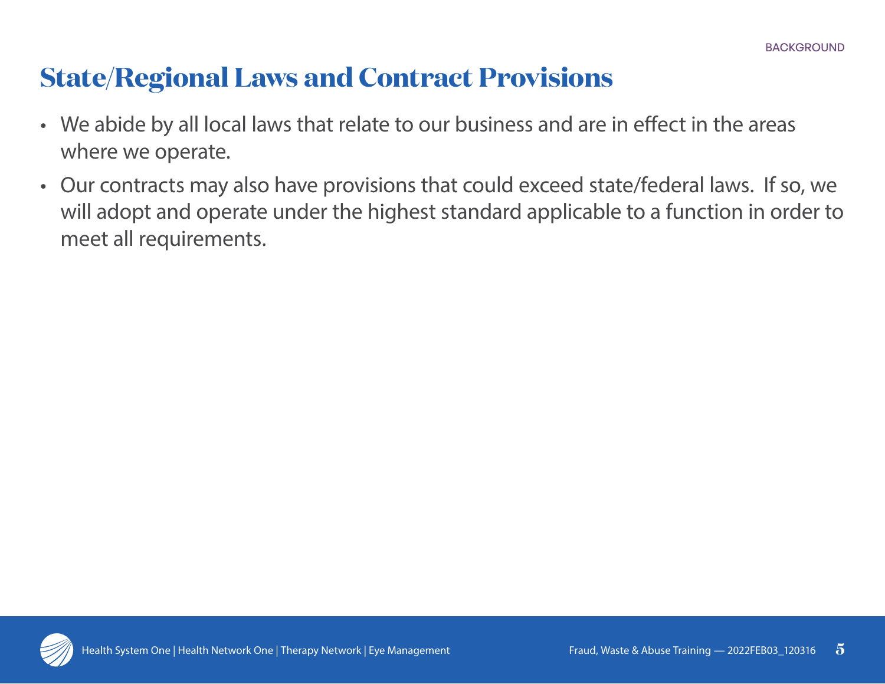## State/Regional Laws and Contract Provisions

- We abide by all local laws that relate to our business and are in effect in the areas where we operate.
- Our contracts may also have provisions that could exceed state/federal laws. If so, we will adopt and operate under the highest standard applicable to a function in order to meet all requirements.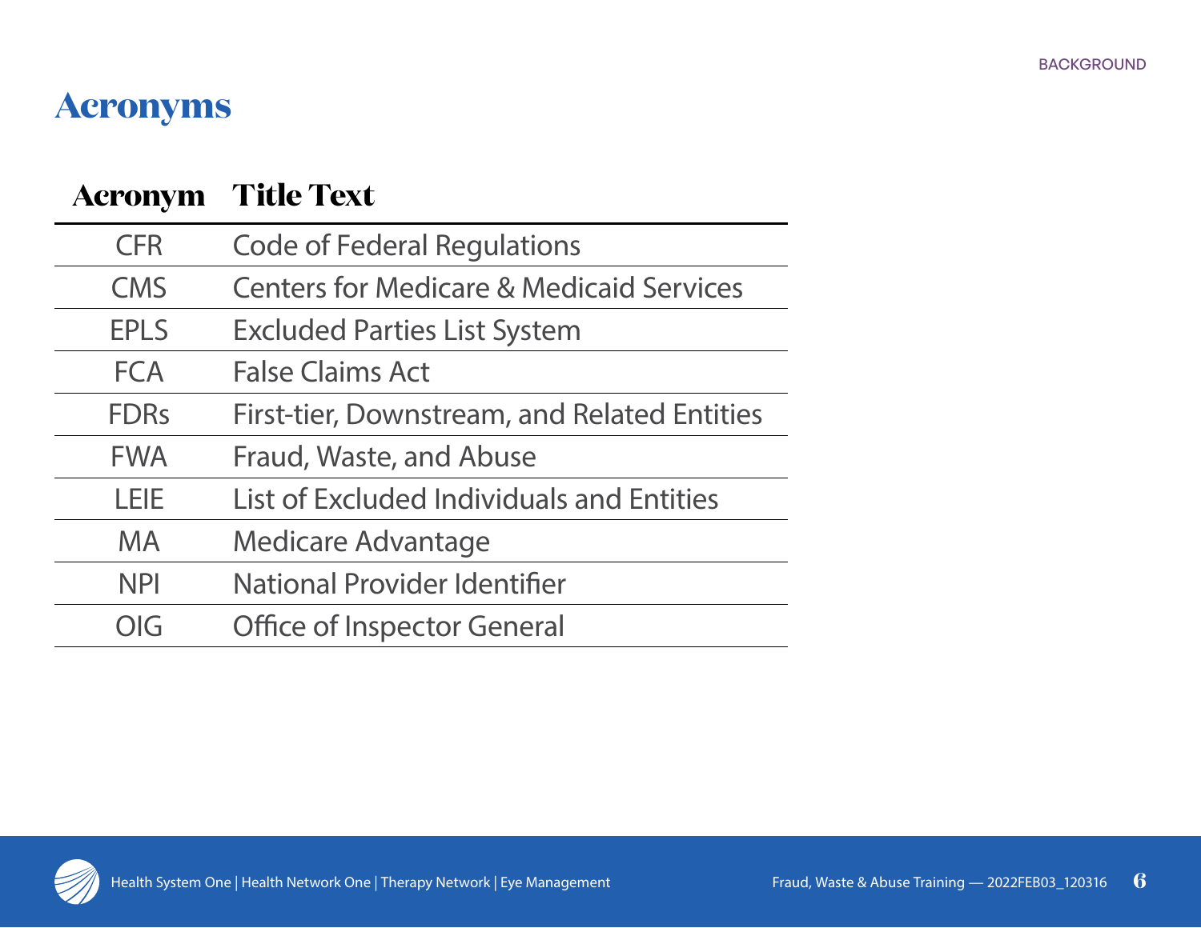# Acronyms

| Acronym | Title Text |
|---|---|
| CFR | Code of Federal Regulations |
| CMS | Centers for Medicare & Medicaid Services |
| EPLS | Excluded Parties List System |
| FCA | False Claims Act |
| FDRs | First-tier, Downstream, and Related Entities |
| FWA | Fraud, Waste, and Abuse |
| LEIE | List of Excluded Individuals and Entities |
| MA | Medicare Advantage |
| NPI | National Provider Identifier |
| OIG | Office of Inspector General |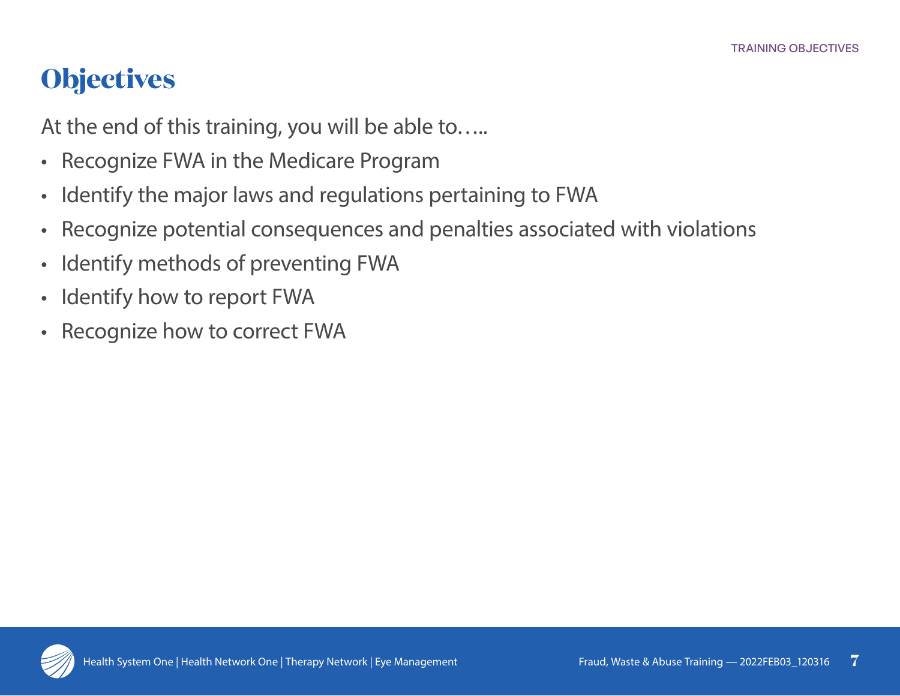# Objectives

At the end of this training, you will be able to…..

- Recognize FWA in the Medicare Program
- Identify the major laws and regulations pertaining to FWA
- Recognize potential consequences and penalties associated with violations
- Identify methods of preventing FWA
- Identify how to report FWA
- Recognize how to correct FWA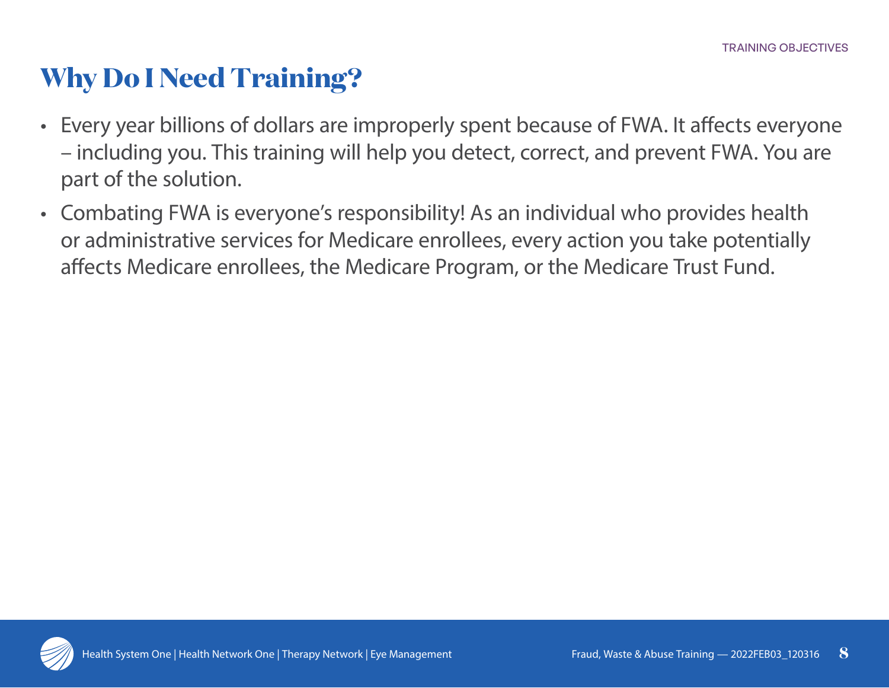# Why Do I Need Training?

- Every year billions of dollars are improperly spent because of FWA. It affects everyone – including you. This training will help you detect, correct, and prevent FWA. You are part of the solution.
- Combating FWA is everyone's responsibility! As an individual who provides health or administrative services for Medicare enrollees, every action you take potentially affects Medicare enrollees, the Medicare Program, or the Medicare Trust Fund.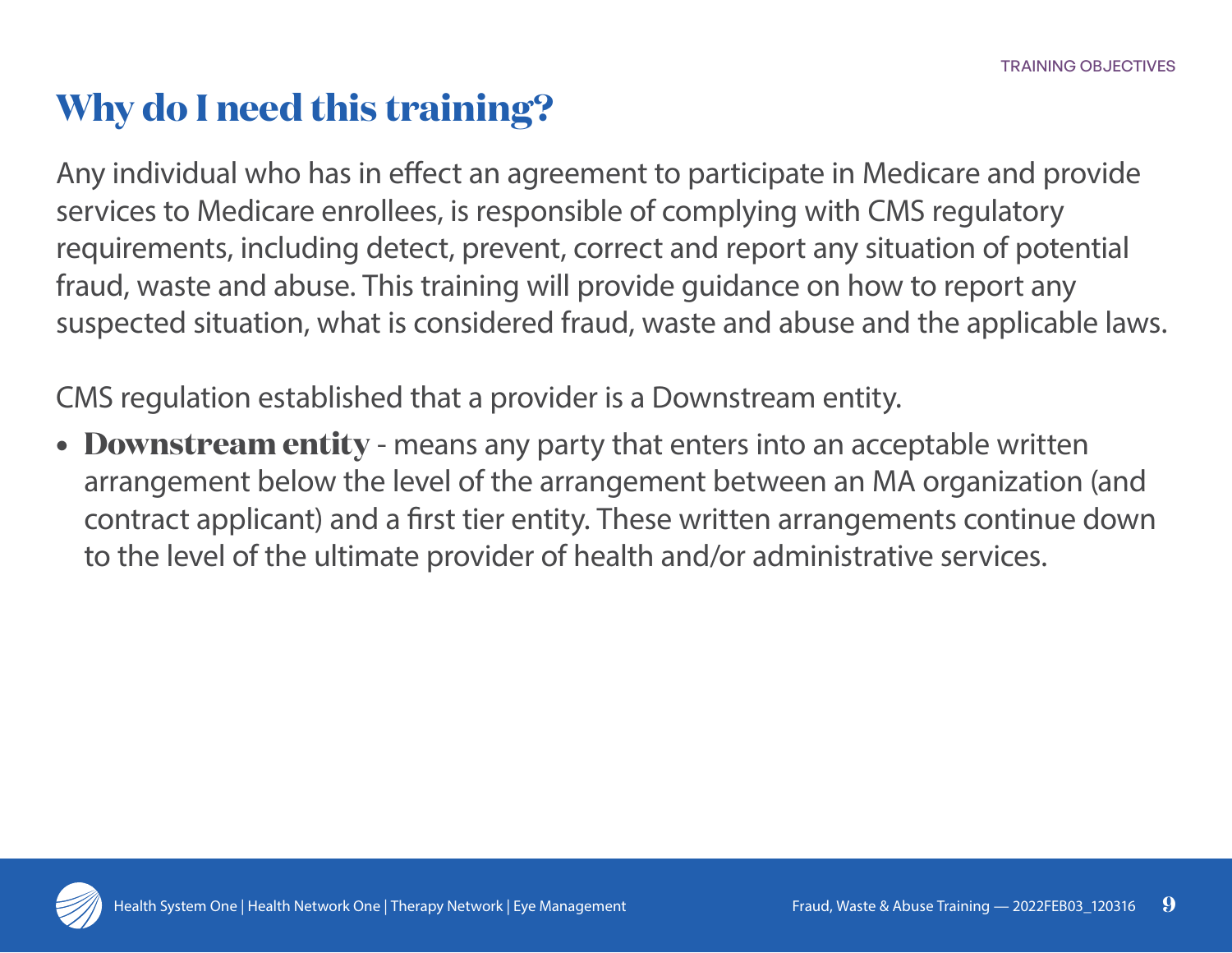# Why do I need this training?

Any individual who has in effect an agreement to participate in Medicare and provide services to Medicare enrollees, is responsible of complying with CMS regulatory requirements, including detect, prevent, correct and report any situation of potential fraud, waste and abuse. This training will provide guidance on how to report any suspected situation, what is considered fraud, waste and abuse and the applicable laws.

CMS regulation established that a provider is a Downstream entity.

- **Downstream entity** - means any party that enters into an acceptable written arrangement below the level of the arrangement between an MA organization (and contract applicant) and a first tier entity. These written arrangements continue down to the level of the ultimate provider of health and/or administrative services.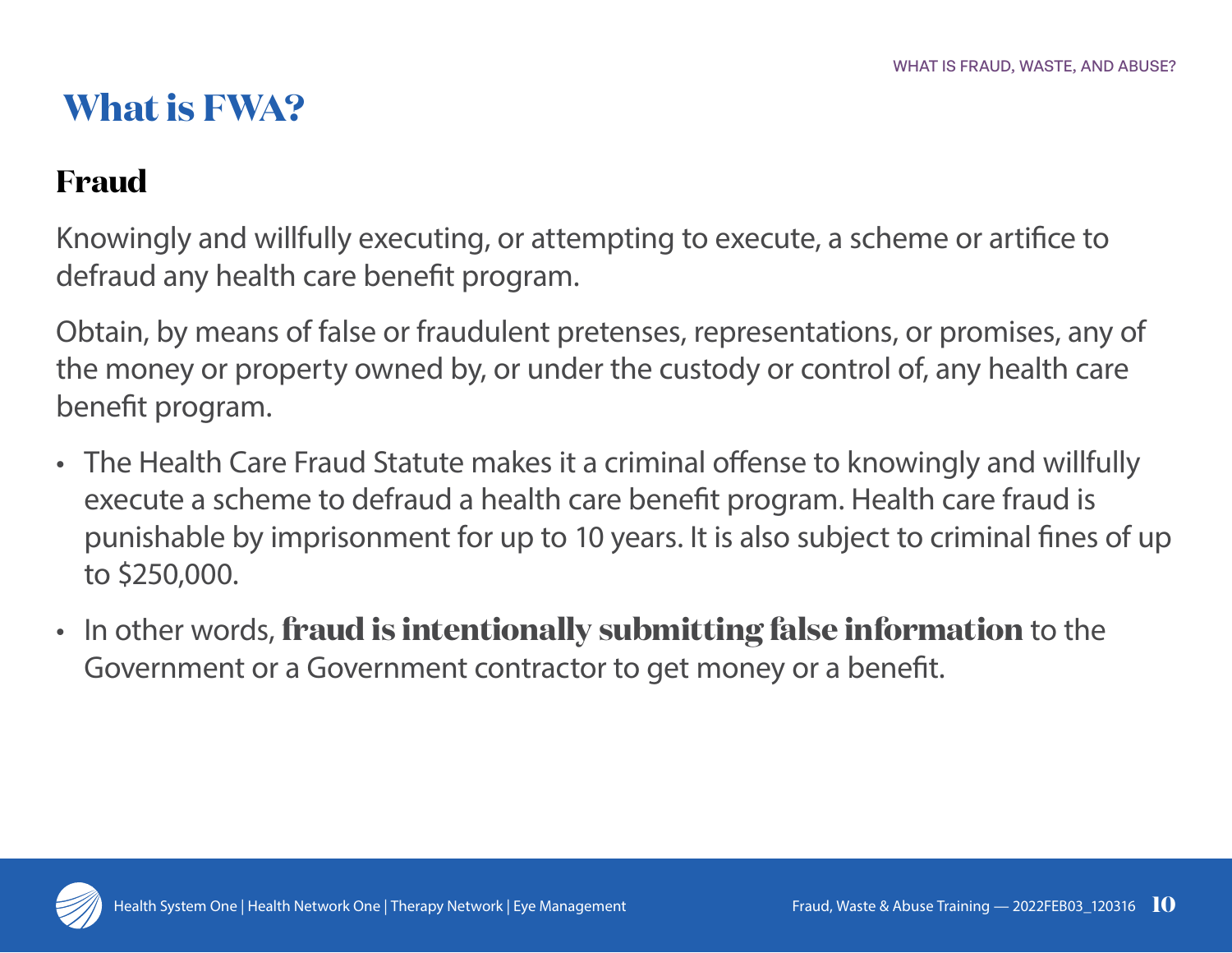# What is FWA?

## Fraud

Knowingly and willfully executing, or attempting to execute, a scheme or artifice to defraud any health care benefit program.

Obtain, by means of false or fraudulent pretenses, representations, or promises, any of the money or property owned by, or under the custody or control of, any health care benefit program.

- The Health Care Fraud Statute makes it a criminal offense to knowingly and willfully execute a scheme to defraud a health care benefit program. Health care fraud is punishable by imprisonment for up to 10 years. It is also subject to criminal fines of up to $250,000.
- In other words, **fraud is intentionally submitting false information** to the Government or a Government contractor to get money or a benefit.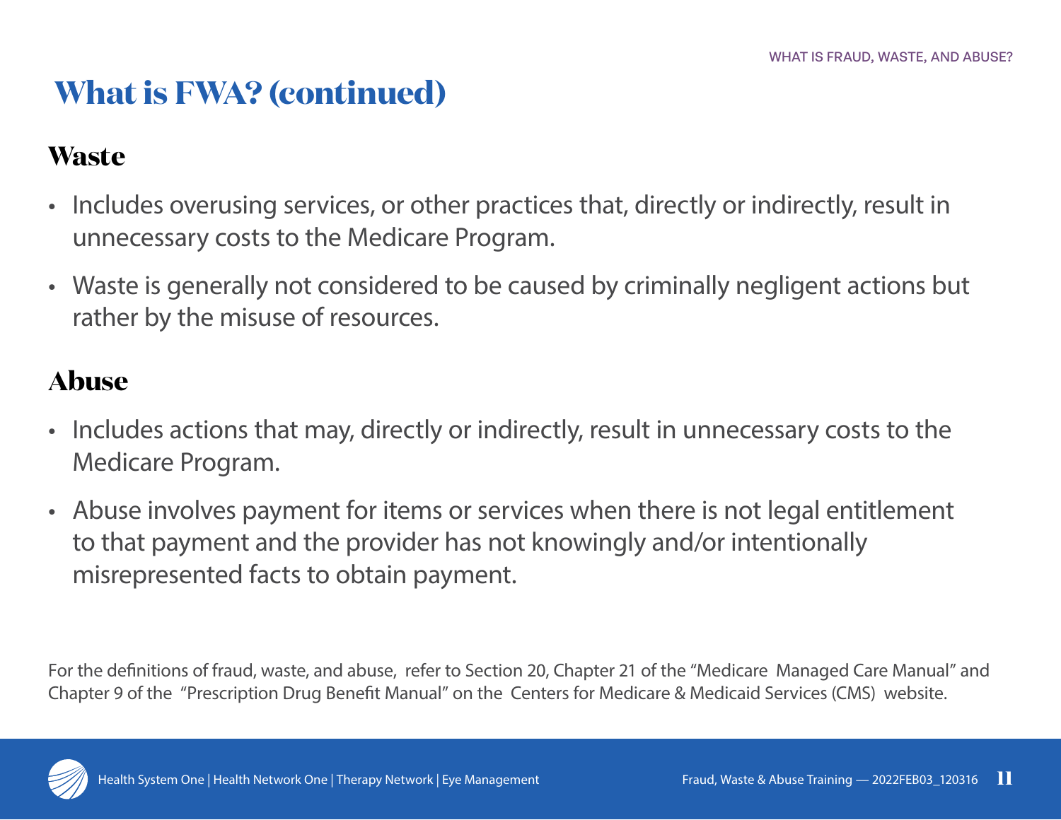# What is FWA? (continued)

## Waste

- Includes overusing services, or other practices that, directly or indirectly, result in unnecessary costs to the Medicare Program.
- Waste is generally not considered to be caused by criminally negligent actions but rather by the misuse of resources.

## Abuse

- Includes actions that may, directly or indirectly, result in unnecessary costs to the Medicare Program.
- Abuse involves payment for items or services when there is not legal entitlement to that payment and the provider has not knowingly and/or intentionally misrepresented facts to obtain payment.

For the definitions of fraud, waste, and abuse, refer to Section 20, Chapter 21 of the "Medicare Managed Care Manual" and Chapter 9 of the "Prescription Drug Benefit Manual" on the Centers for Medicare & Medicaid Services (CMS) website.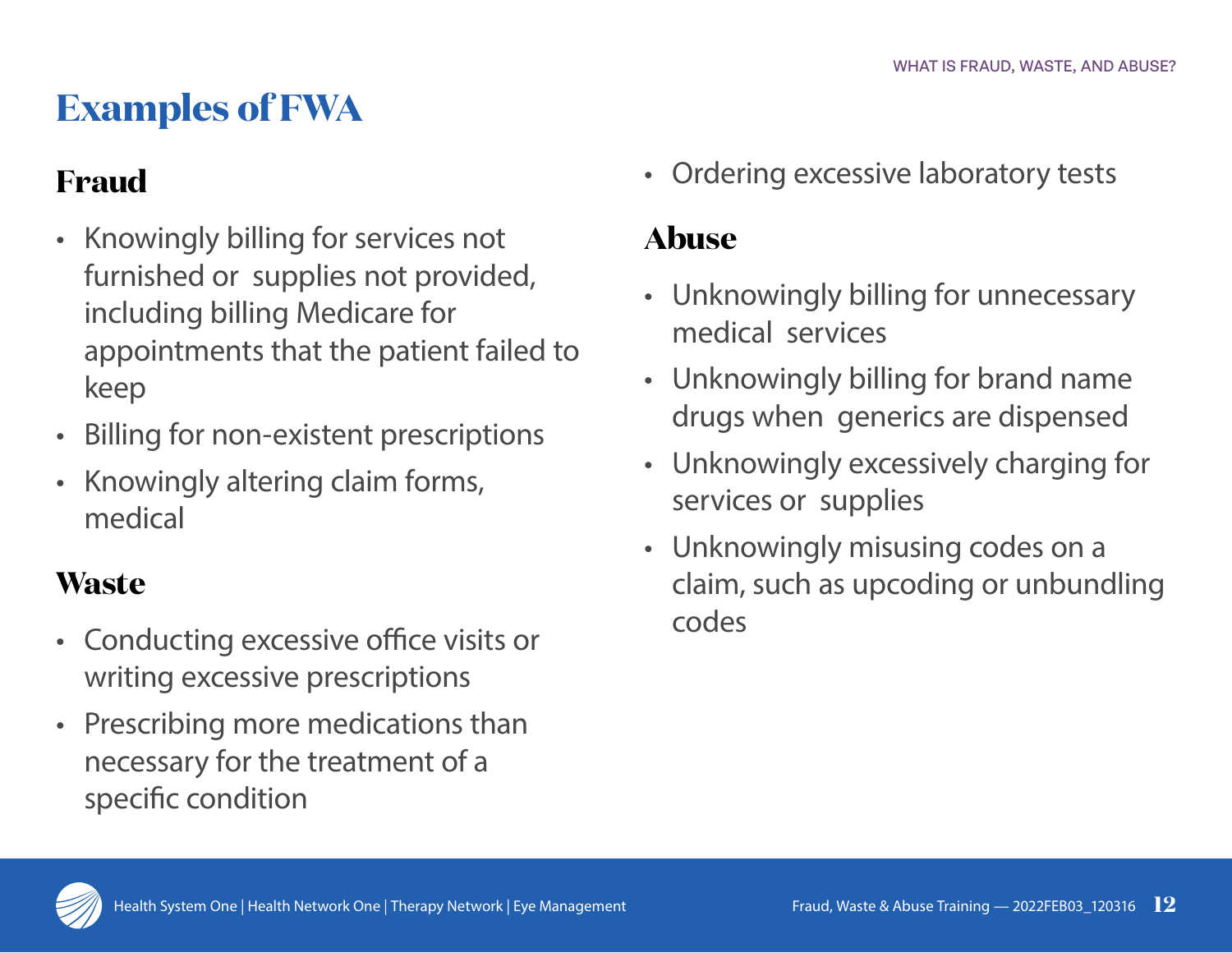# Examples of FWA

## Fraud

- Knowingly billing for services not furnished or supplies not provided, including billing Medicare for appointments that the patient failed to keep
- Billing for non-existent prescriptions
- Knowingly altering claim forms, medical

## Waste

- Conducting excessive office visits or writing excessive prescriptions
- Prescribing more medications than necessary for the treatment of a specific condition
- Ordering excessive laboratory tests

## Abuse

- Unknowingly billing for unnecessary medical services
- Unknowingly billing for brand name drugs when generics are dispensed
- Unknowingly excessively charging for services or supplies
- Unknowingly misusing codes on a claim, such as upcoding or unbundling codes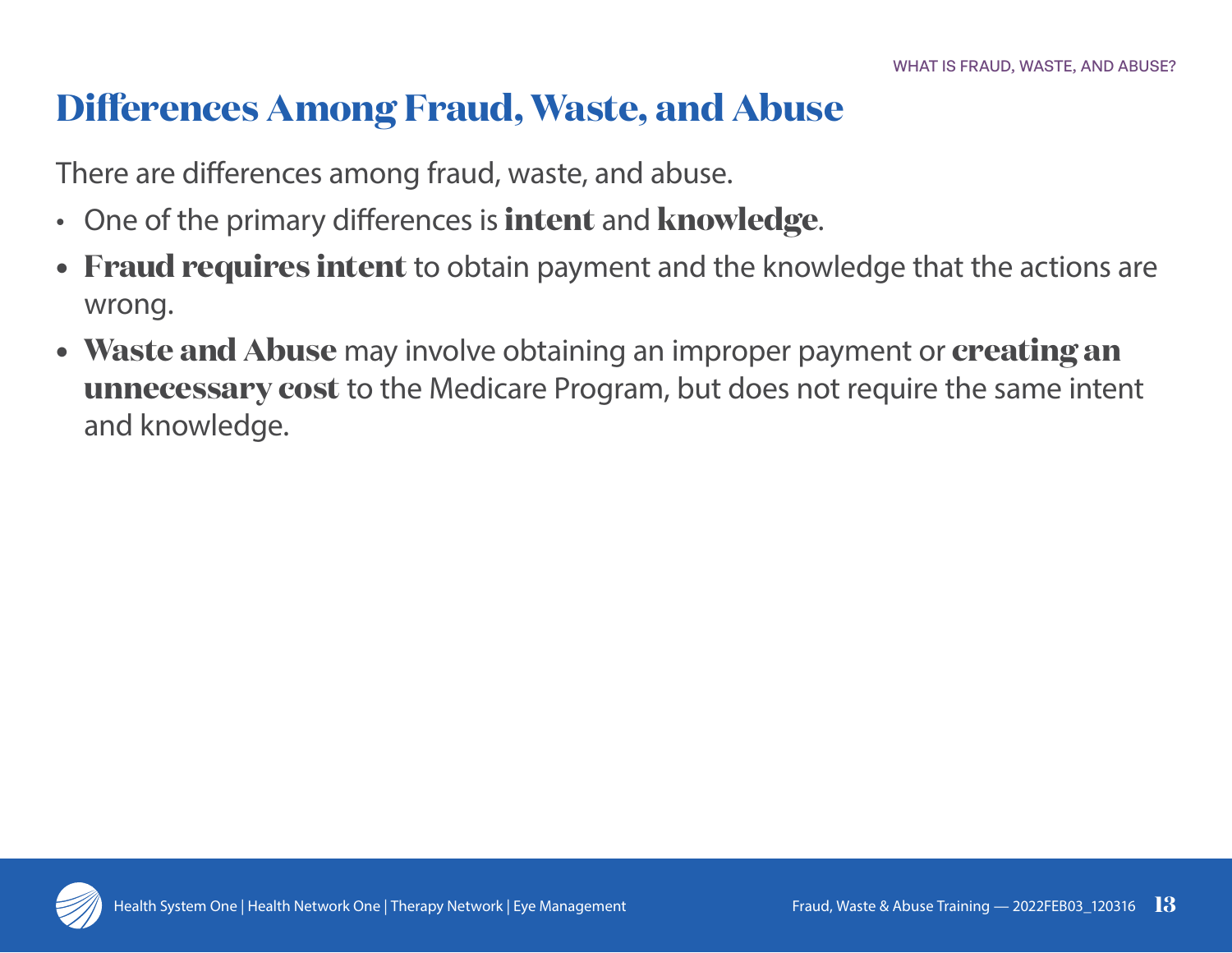## Differences Among Fraud, Waste, and Abuse

There are differences among fraud, waste, and abuse.

- One of the primary differences is **intent** and **knowledge**.
- **Fraud requires intent** to obtain payment and the knowledge that the actions are wrong.
- **Waste and Abuse** may involve obtaining an improper payment or **creating an unnecessary cost** to the Medicare Program, but does not require the same intent and knowledge.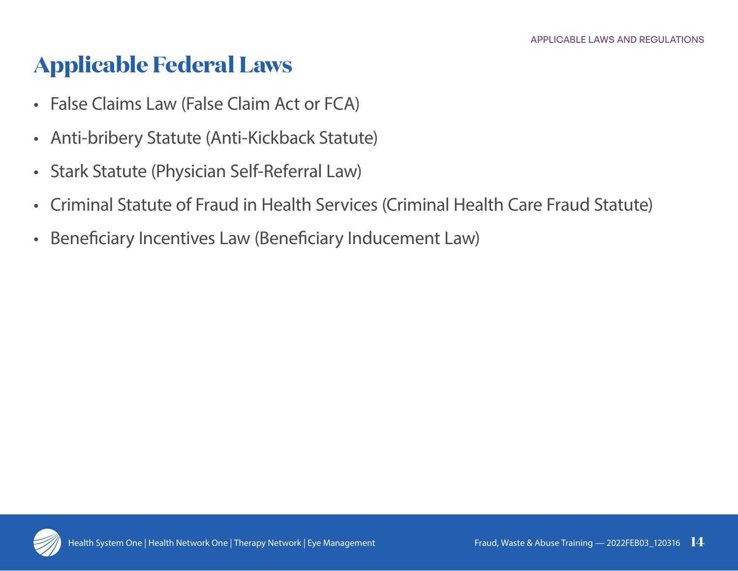# Applicable Federal Laws

- False Claims Law (False Claim Act or FCA)
- Anti-bribery Statute (Anti-Kickback Statute)
- Stark Statute (Physician Self-Referral Law)
- Criminal Statute of Fraud in Health Services (Criminal Health Care Fraud Statute)
- Beneficiary Incentives Law (Beneficiary Inducement Law)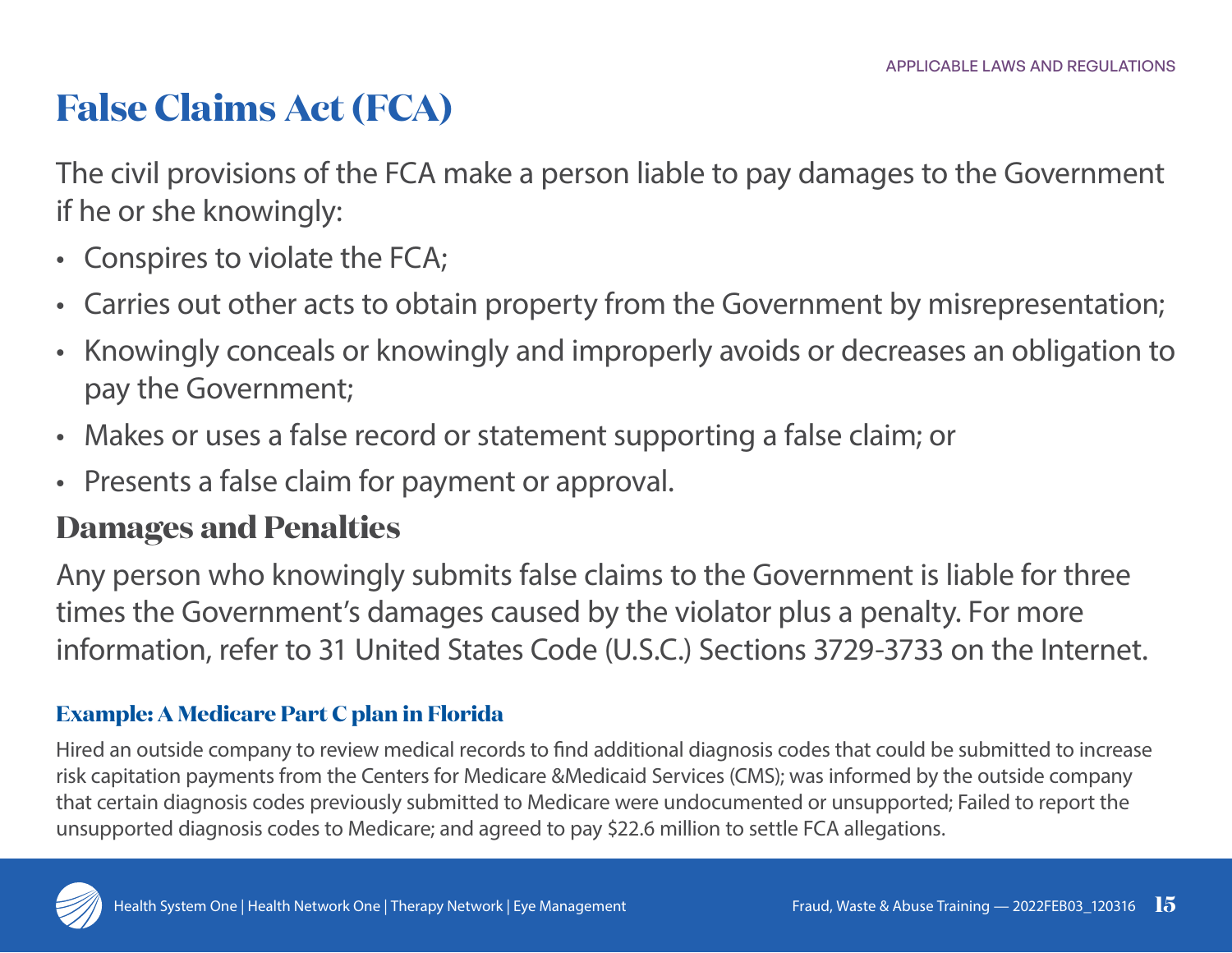# False Claims Act (FCA)

The civil provisions of the FCA make a person liable to pay damages to the Government if he or she knowingly:

- Conspires to violate the FCA;
- Carries out other acts to obtain property from the Government by misrepresentation;
- Knowingly conceals or knowingly and improperly avoids or decreases an obligation to pay the Government;
- Makes or uses a false record or statement supporting a false claim; or
- Presents a false claim for payment or approval.

## Damages and Penalties

Any person who knowingly submits false claims to the Government is liable for three times the Government's damages caused by the violator plus a penalty. For more information, refer to 31 United States Code (U.S.C.) Sections 3729-3733 on the Internet.

### Example: A Medicare Part C plan in Florida

Hired an outside company to review medical records to find additional diagnosis codes that could be submitted to increase risk capitation payments from the Centers for Medicare &Medicaid Services (CMS); was informed by the outside company that certain diagnosis codes previously submitted to Medicare were undocumented or unsupported; Failed to report the unsupported diagnosis codes to Medicare; and agreed to pay $22.6 million to settle FCA allegations.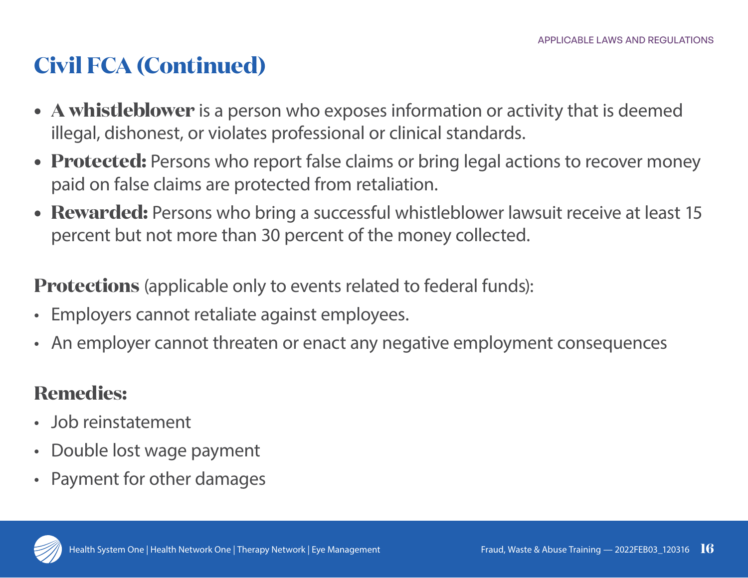# Civil FCA (Continued)

- **A whistleblower** is a person who exposes information or activity that is deemed illegal, dishonest, or violates professional or clinical standards.
- **Protected:** Persons who report false claims or bring legal actions to recover money paid on false claims are protected from retaliation.
- **Rewarded:** Persons who bring a successful whistleblower lawsuit receive at least 15 percent but not more than 30 percent of the money collected.

**Protections** (applicable only to events related to federal funds):

- Employers cannot retaliate against employees.
- An employer cannot threaten or enact any negative employment consequences

**Remedies:**

- Job reinstatement
- Double lost wage payment
- Payment for other damages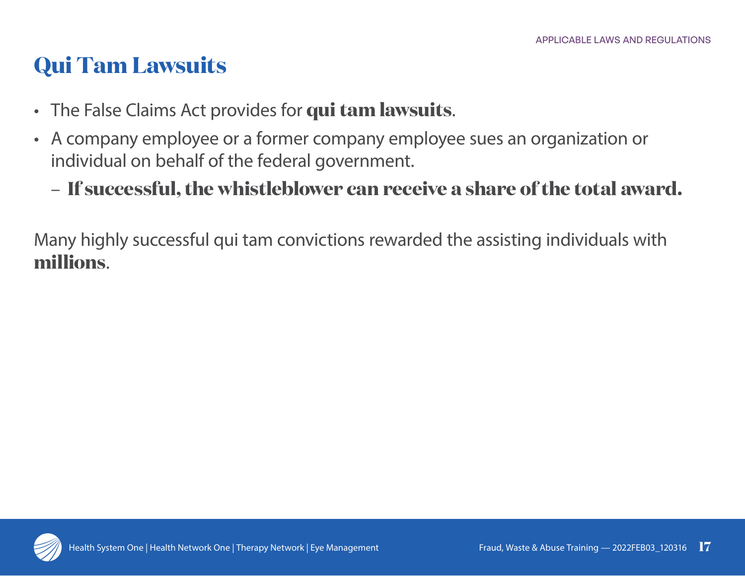# Qui Tam Lawsuits

- The False Claims Act provides for **qui tam lawsuits**.
- A company employee or a former company employee sues an organization or individual on behalf of the federal government.
  - **If successful, the whistleblower can receive a share of the total award.**

Many highly successful qui tam convictions rewarded the assisting individuals with **millions**.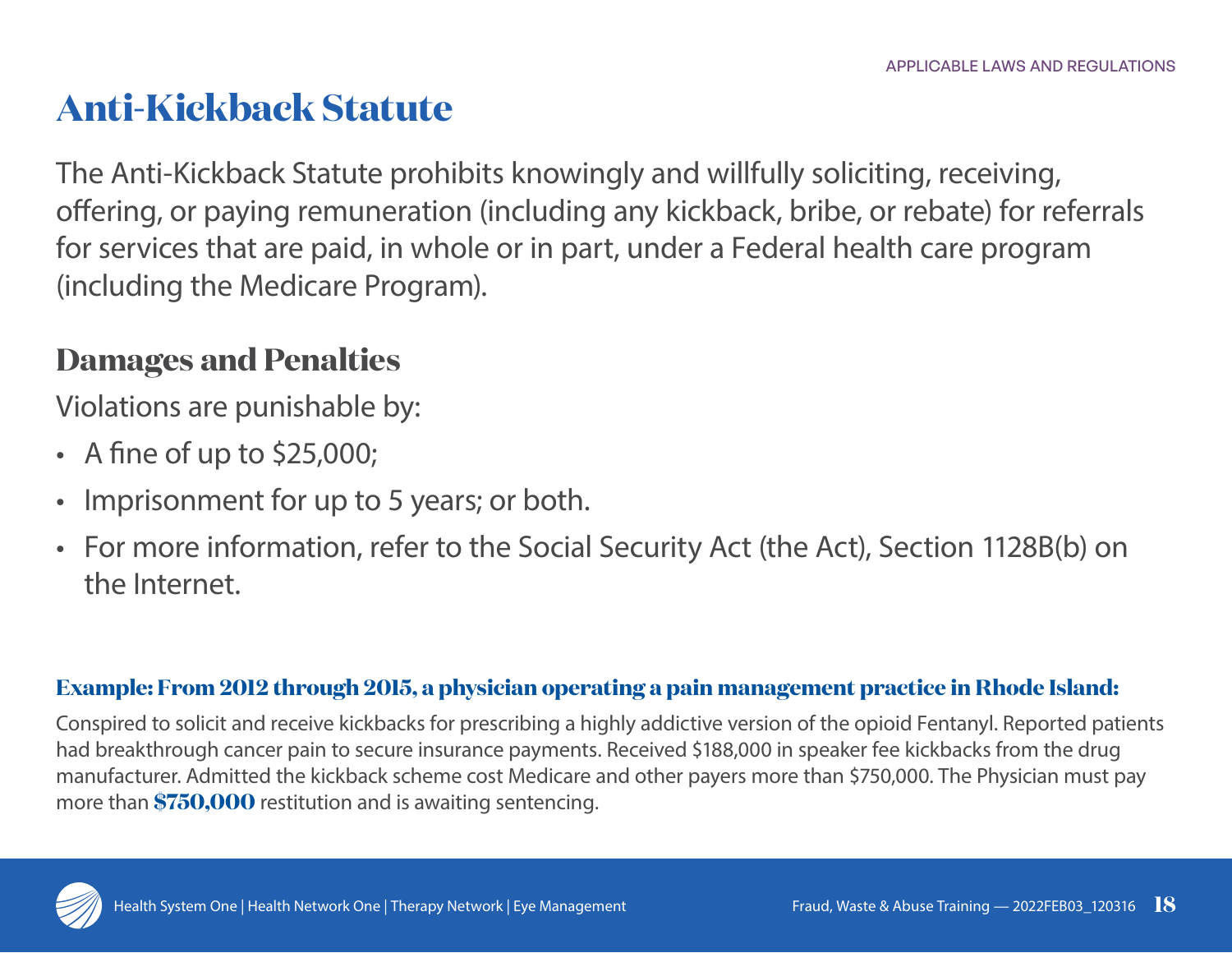# Anti-Kickback Statute

The Anti-Kickback Statute prohibits knowingly and willfully soliciting, receiving, offering, or paying remuneration (including any kickback, bribe, or rebate) for referrals for services that are paid, in whole or in part, under a Federal health care program (including the Medicare Program).

## Damages and Penalties

Violations are punishable by:

- A fine of up to $25,000;
- Imprisonment for up to 5 years; or both.
- For more information, refer to the Social Security Act (the Act), Section 1128B(b) on the Internet.

**Example: From 2012 through 2015, a physician operating a pain management practice in Rhode Island:**

Conspired to solicit and receive kickbacks for prescribing a highly addictive version of the opioid Fentanyl. Reported patients had breakthrough cancer pain to secure insurance payments. Received $188,000 in speaker fee kickbacks from the drug manufacturer. Admitted the kickback scheme cost Medicare and other payers more than $750,000. The Physician must pay more than **$750,000** restitution and is awaiting sentencing.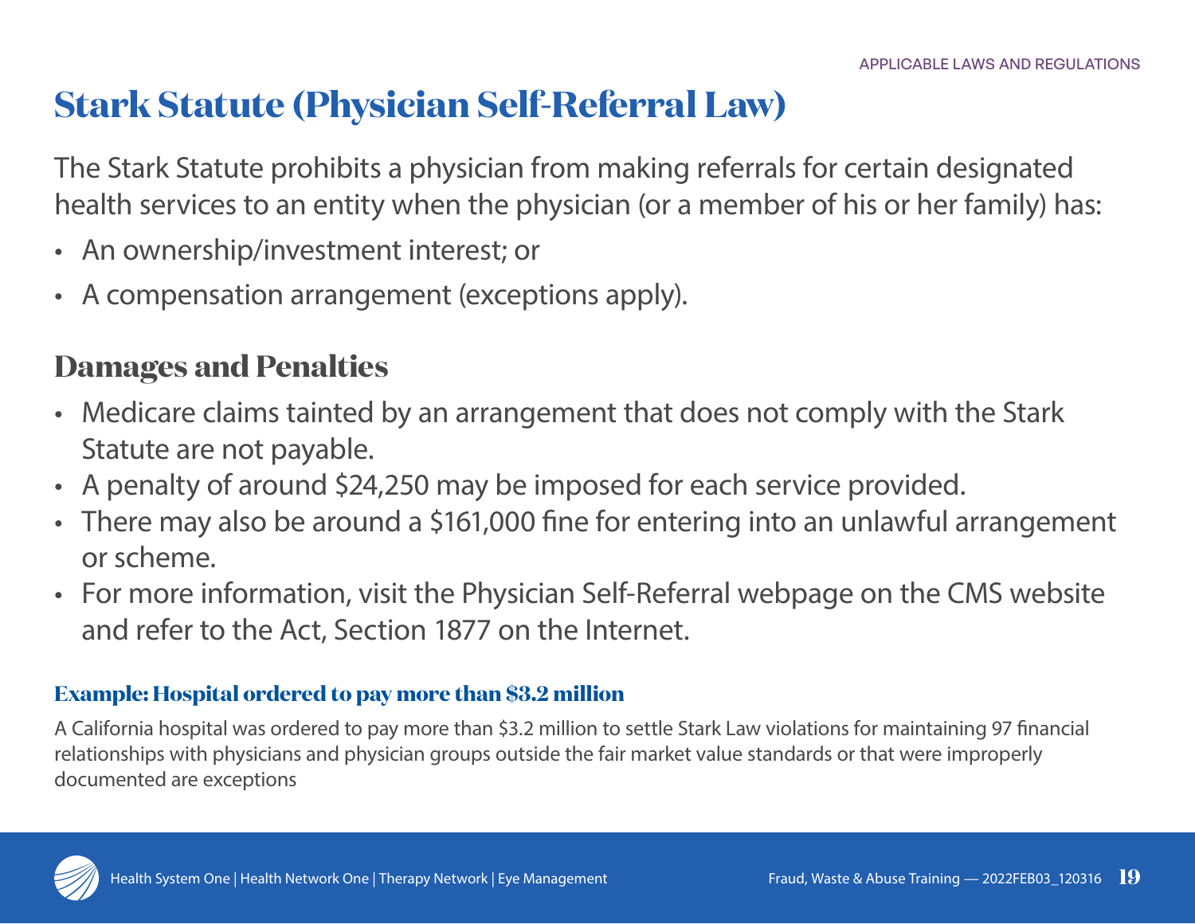# Stark Statute (Physician Self-Referral Law)

The Stark Statute prohibits a physician from making referrals for certain designated health services to an entity when the physician (or a member of his or her family) has:

- An ownership/investment interest; or
- A compensation arrangement (exceptions apply).

## Damages and Penalties

- Medicare claims tainted by an arrangement that does not comply with the Stark Statute are not payable.
- A penalty of around $24,250 may be imposed for each service provided.
- There may also be around a $161,000 fine for entering into an unlawful arrangement or scheme.
- For more information, visit the Physician Self-Referral webpage on the CMS website and refer to the Act, Section 1877 on the Internet.

### Example: Hospital ordered to pay more than $3.2 million

A California hospital was ordered to pay more than $3.2 million to settle Stark Law violations for maintaining 97 financial relationships with physicians and physician groups outside the fair market value standards or that were improperly documented are exceptions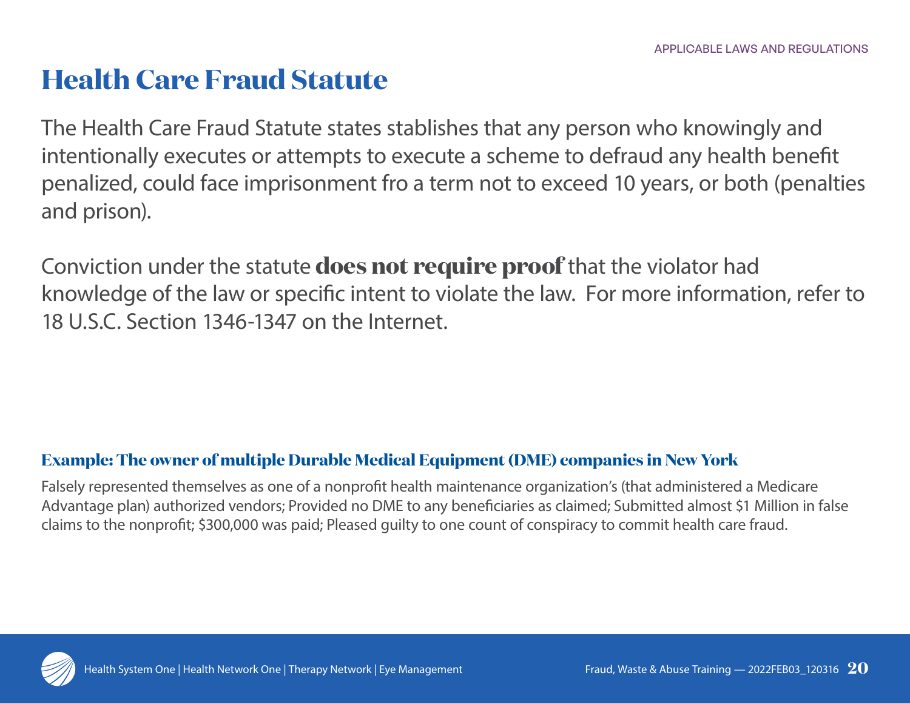# Health Care Fraud Statute

The Health Care Fraud Statute states stablishes that any person who knowingly and intentionally executes or attempts to execute a scheme to defraud any health benefit penalized, could face imprisonment fro a term not to exceed 10 years, or both (penalties and prison).

Conviction under the statute **does not require proof** that the violator had knowledge of the law or specific intent to violate the law. For more information, refer to 18 U.S.C. Section 1346-1347 on the Internet.

### Example: The owner of multiple Durable Medical Equipment (DME) companies in New York

Falsely represented themselves as one of a nonprofit health maintenance organization's (that administered a Medicare Advantage plan) authorized vendors; Provided no DME to any beneficiaries as claimed; Submitted almost $1 Million in false claims to the nonprofit; $300,000 was paid; Pleased guilty to one count of conspiracy to commit health care fraud.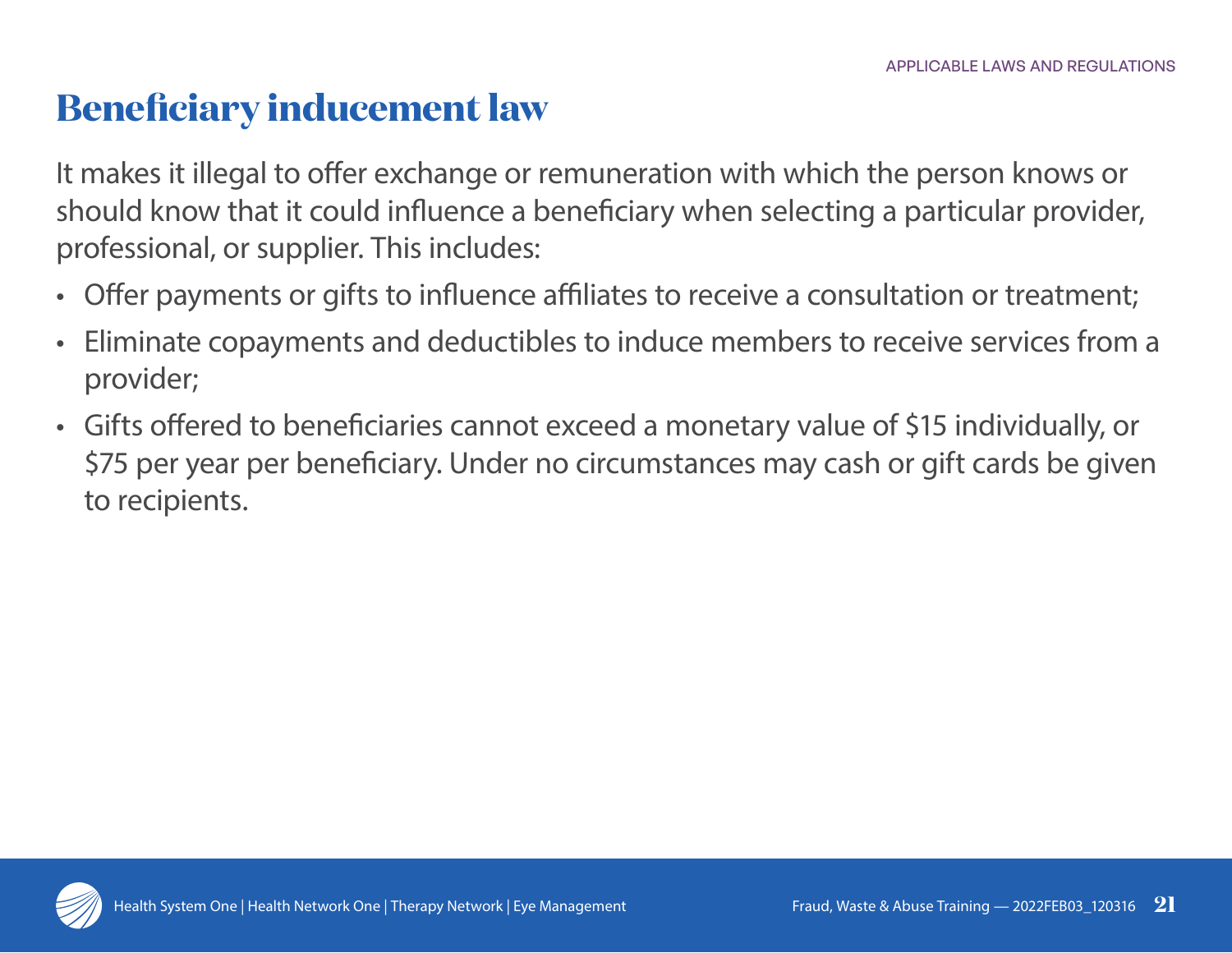# Beneficiary inducement law

It makes it illegal to offer exchange or remuneration with which the person knows or should know that it could influence a beneficiary when selecting a particular provider, professional, or supplier. This includes:

- Offer payments or gifts to influence affiliates to receive a consultation or treatment;
- Eliminate copayments and deductibles to induce members to receive services from a provider;
- Gifts offered to beneficiaries cannot exceed a monetary value of $15 individually, or $75 per year per beneficiary. Under no circumstances may cash or gift cards be given to recipients.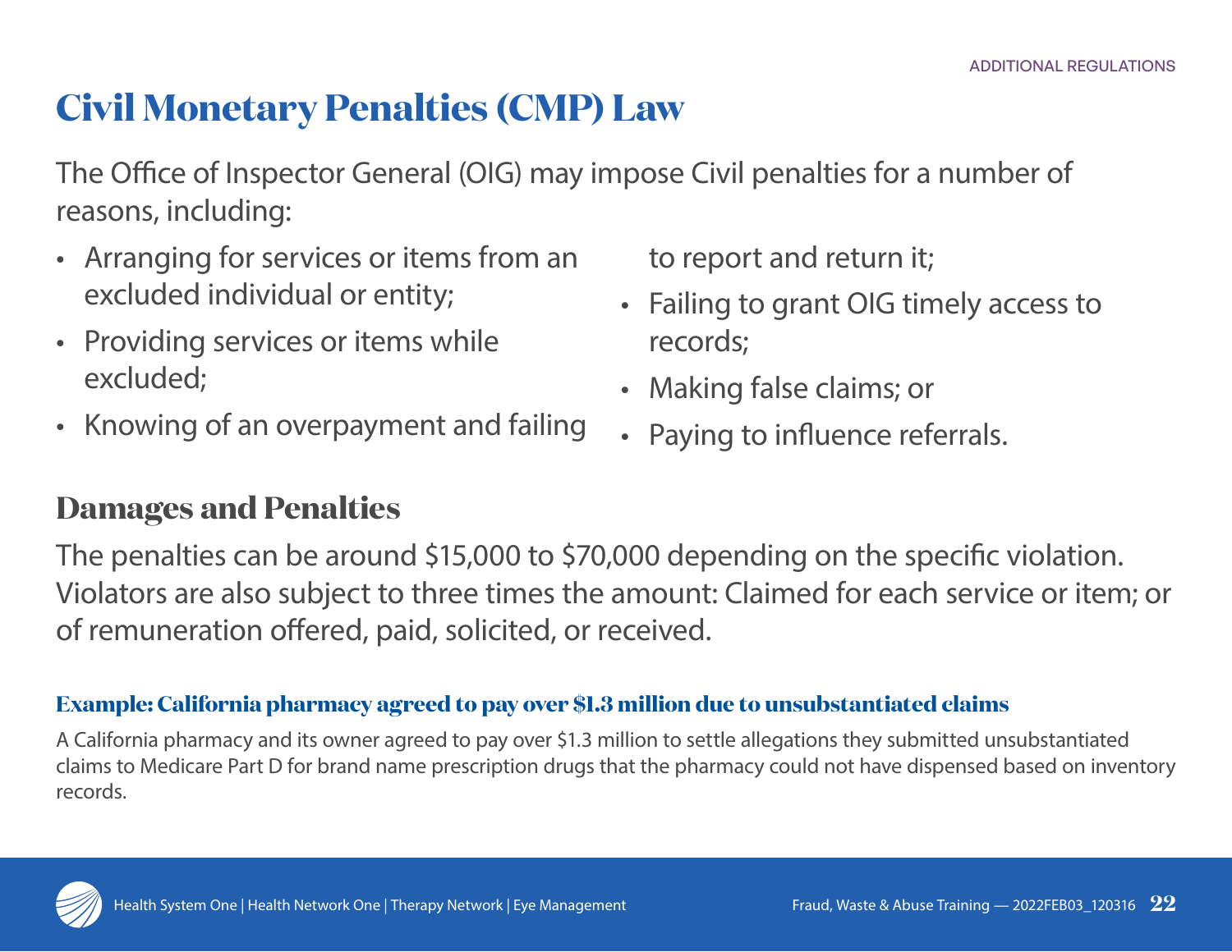# Civil Monetary Penalties (CMP) Law

The Office of Inspector General (OIG) may impose Civil penalties for a number of reasons, including:

- Arranging for services or items from an excluded individual or entity;
- Providing services or items while excluded;
- Knowing of an overpayment and failing to report and return it;
- Failing to grant OIG timely access to records;
- Making false claims; or
- Paying to influence referrals.

## Damages and Penalties

The penalties can be around $15,000 to $70,000 depending on the specific violation. Violators are also subject to three times the amount: Claimed for each service or item; or of remuneration offered, paid, solicited, or received.

### Example: California pharmacy agreed to pay over $1.3 million due to unsubstantiated claims

A California pharmacy and its owner agreed to pay over $1.3 million to settle allegations they submitted unsubstantiated claims to Medicare Part D for brand name prescription drugs that the pharmacy could not have dispensed based on inventory records.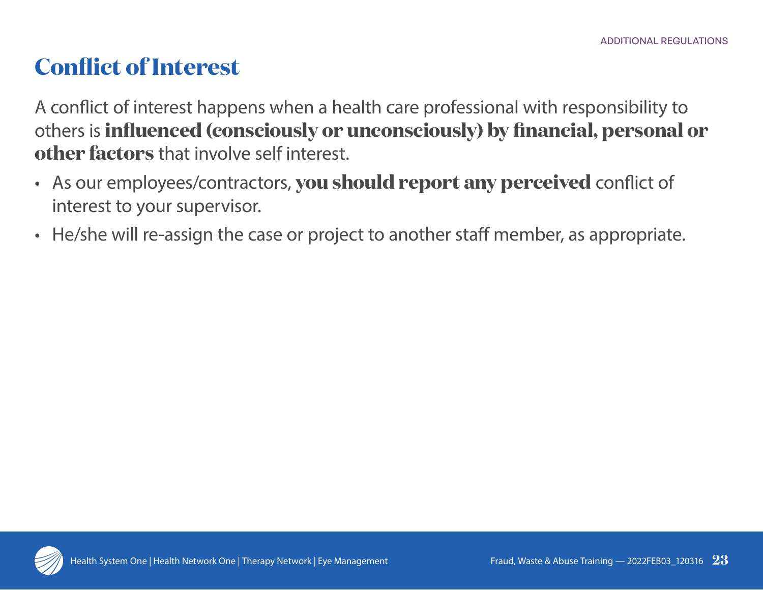# Conflict of Interest

A conflict of interest happens when a health care professional with responsibility to others is **influenced (consciously or unconsciously) by financial, personal or other factors** that involve self interest.

- As our employees/contractors, **you should report any perceived** conflict of interest to your supervisor.
- He/she will re-assign the case or project to another staff member, as appropriate.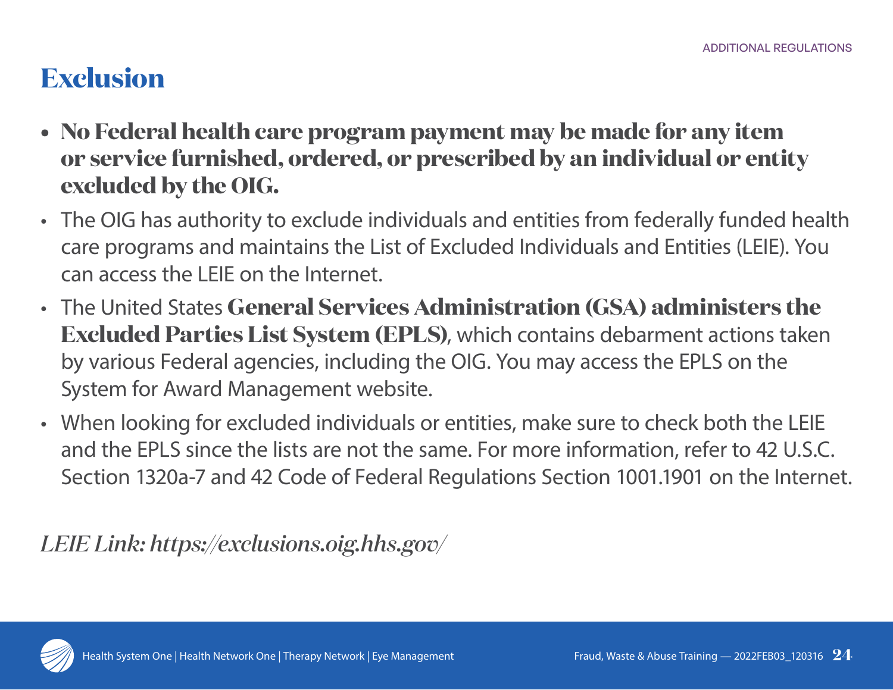# Exclusion

- **No Federal health care program payment may be made for any item or service furnished, ordered, or prescribed by an individual or entity excluded by the OIG.**
- The OIG has authority to exclude individuals and entities from federally funded health care programs and maintains the List of Excluded Individuals and Entities (LEIE). You can access the LEIE on the Internet.
- The United States **General Services Administration (GSA) administers the Excluded Parties List System (EPLS)**, which contains debarment actions taken by various Federal agencies, including the OIG. You may access the EPLS on the System for Award Management website.
- When looking for excluded individuals or entities, make sure to check both the LEIE and the EPLS since the lists are not the same. For more information, refer to 42 U.S.C. Section 1320a-7 and 42 Code of Federal Regulations Section 1001.1901 on the Internet.

*LEIE Link: https://exclusions.oig.hhs.gov/*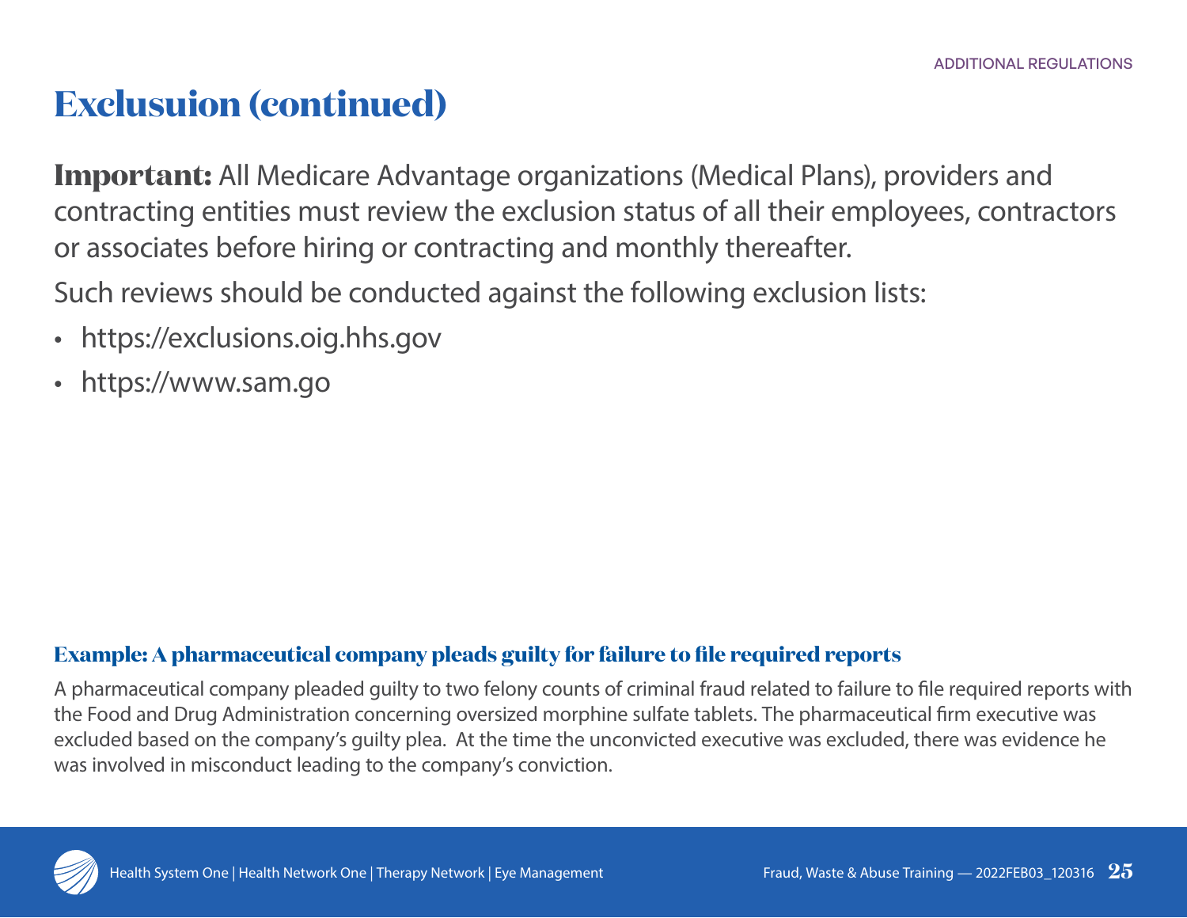# Exclusuion (continued)

**Important:** All Medicare Advantage organizations (Medical Plans), providers and contracting entities must review the exclusion status of all their employees, contractors or associates before hiring or contracting and monthly thereafter.

Such reviews should be conducted against the following exclusion lists:

- https://exclusions.oig.hhs.gov
- https://www.sam.go

### Example: A pharmaceutical company pleads guilty for failure to file required reports

A pharmaceutical company pleaded guilty to two felony counts of criminal fraud related to failure to file required reports with the Food and Drug Administration concerning oversized morphine sulfate tablets. The pharmaceutical firm executive was excluded based on the company's guilty plea. At the time the unconvicted executive was excluded, there was evidence he was involved in misconduct leading to the company's conviction.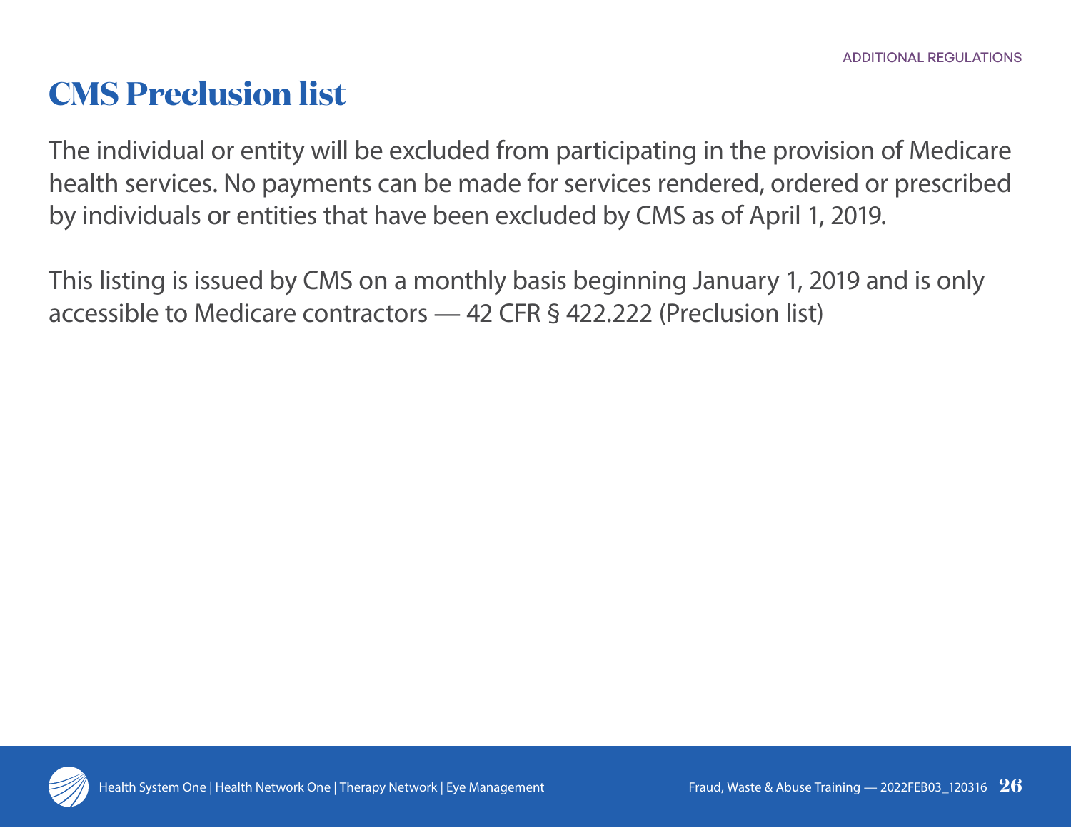# CMS Preclusion list

The individual or entity will be excluded from participating in the provision of Medicare health services. No payments can be made for services rendered, ordered or prescribed by individuals or entities that have been excluded by CMS as of April 1, 2019.

This listing is issued by CMS on a monthly basis beginning January 1, 2019 and is only accessible to Medicare contractors — 42 CFR § 422.222 (Preclusion list)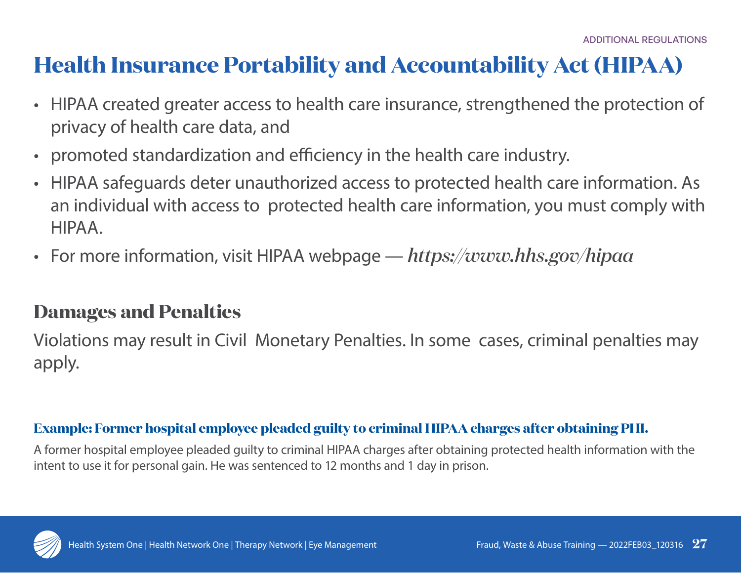# Health Insurance Portability and Accountability Act (HIPAA)

- HIPAA created greater access to health care insurance, strengthened the protection of privacy of health care data, and
- promoted standardization and efficiency in the health care industry.
- HIPAA safeguards deter unauthorized access to protected health care information. As an individual with access to protected health care information, you must comply with HIPAA.
- For more information, visit HIPAA webpage — ***https://www.hhs.gov/hipaa***

## Damages and Penalties

Violations may result in Civil Monetary Penalties. In some cases, criminal penalties may apply.

### Example: Former hospital employee pleaded guilty to criminal HIPAA charges after obtaining PHI.

A former hospital employee pleaded guilty to criminal HIPAA charges after obtaining protected health information with the intent to use it for personal gain. He was sentenced to 12 months and 1 day in prison.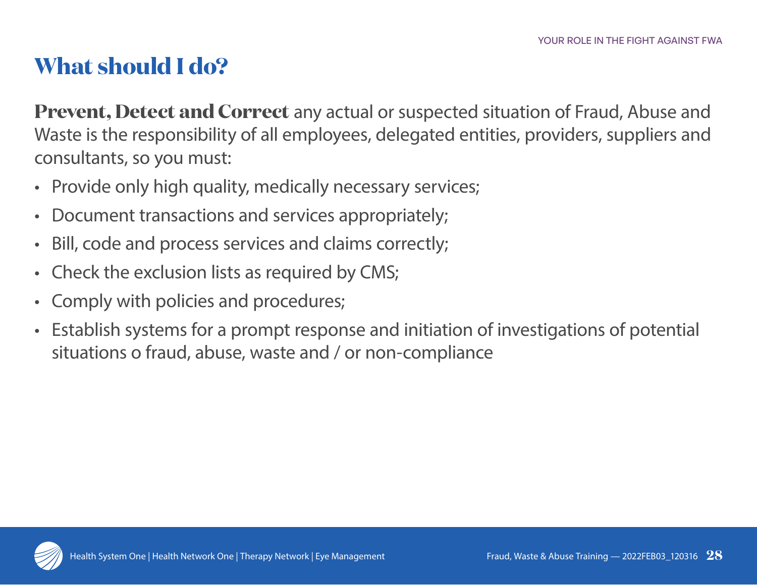# What should I do?

**Prevent, Detect and Correct** any actual or suspected situation of Fraud, Abuse and Waste is the responsibility of all employees, delegated entities, providers, suppliers and consultants, so you must:

- Provide only high quality, medically necessary services;
- Document transactions and services appropriately;
- Bill, code and process services and claims correctly;
- Check the exclusion lists as required by CMS;
- Comply with policies and procedures;
- Establish systems for a prompt response and initiation of investigations of potential situations o fraud, abuse, waste and / or non-compliance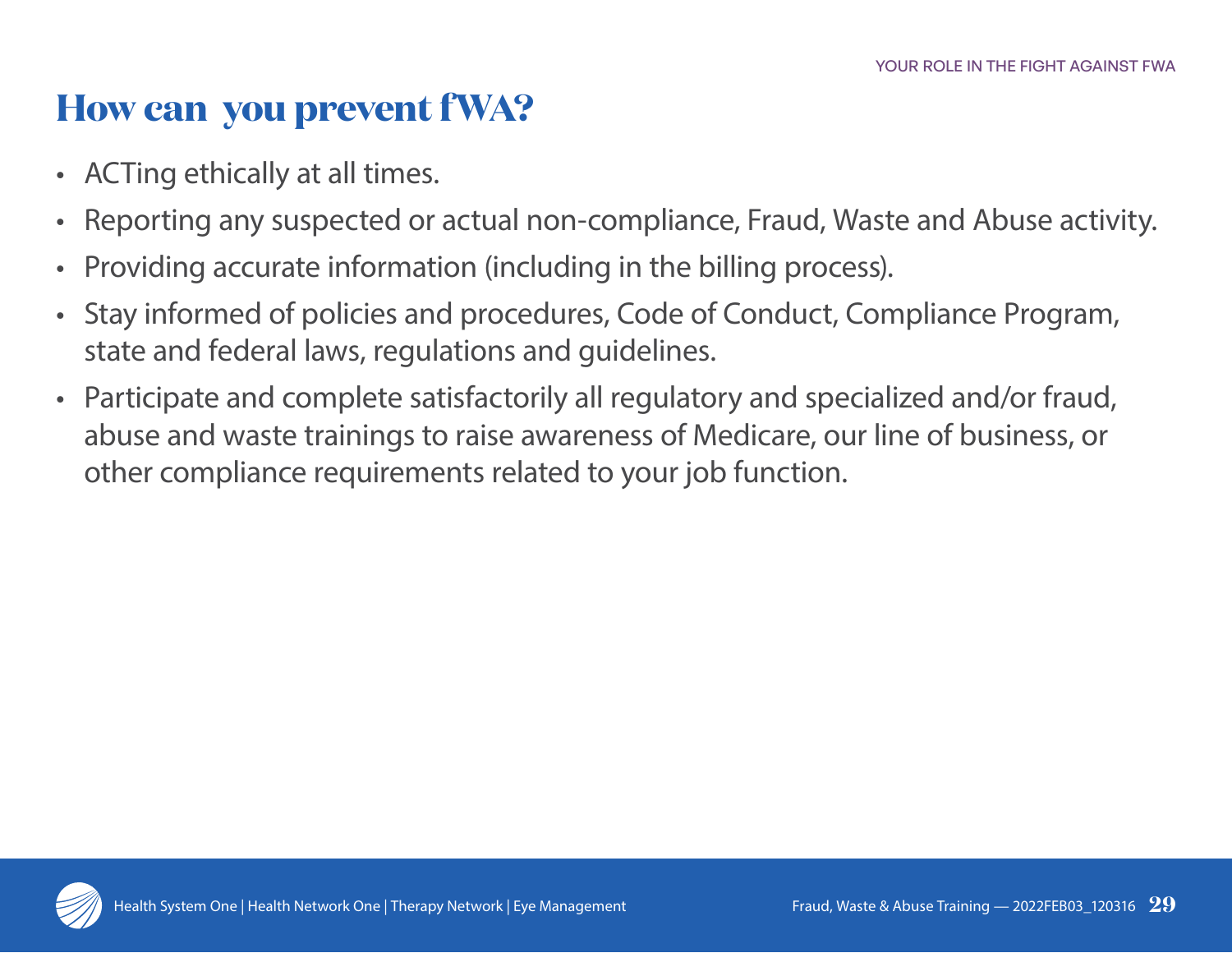# How can you prevent fWA?

- ACTing ethically at all times.
- Reporting any suspected or actual non-compliance, Fraud, Waste and Abuse activity.
- Providing accurate information (including in the billing process).
- Stay informed of policies and procedures, Code of Conduct, Compliance Program, state and federal laws, regulations and guidelines.
- Participate and complete satisfactorily all regulatory and specialized and/or fraud, abuse and waste trainings to raise awareness of Medicare, our line of business, or other compliance requirements related to your job function.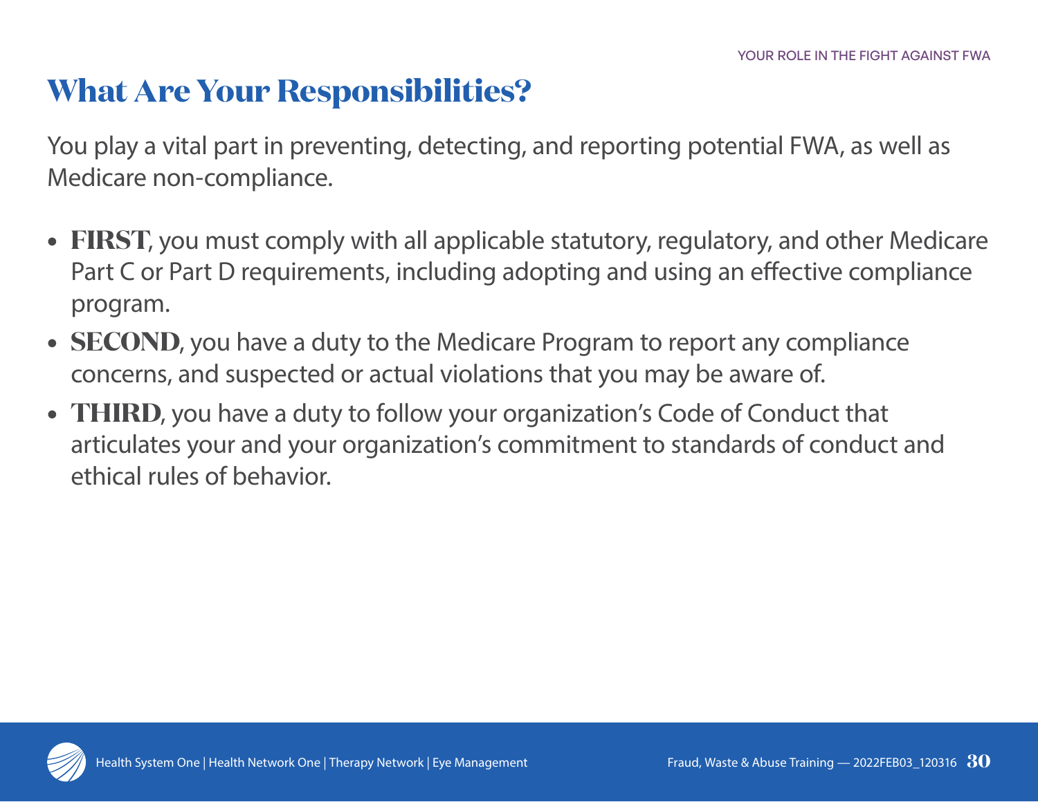# What Are Your Responsibilities?

You play a vital part in preventing, detecting, and reporting potential FWA, as well as Medicare non-compliance.

- **FIRST**, you must comply with all applicable statutory, regulatory, and other Medicare Part C or Part D requirements, including adopting and using an effective compliance program.
- **SECOND**, you have a duty to the Medicare Program to report any compliance concerns, and suspected or actual violations that you may be aware of.
- **THIRD**, you have a duty to follow your organization's Code of Conduct that articulates your and your organization's commitment to standards of conduct and ethical rules of behavior.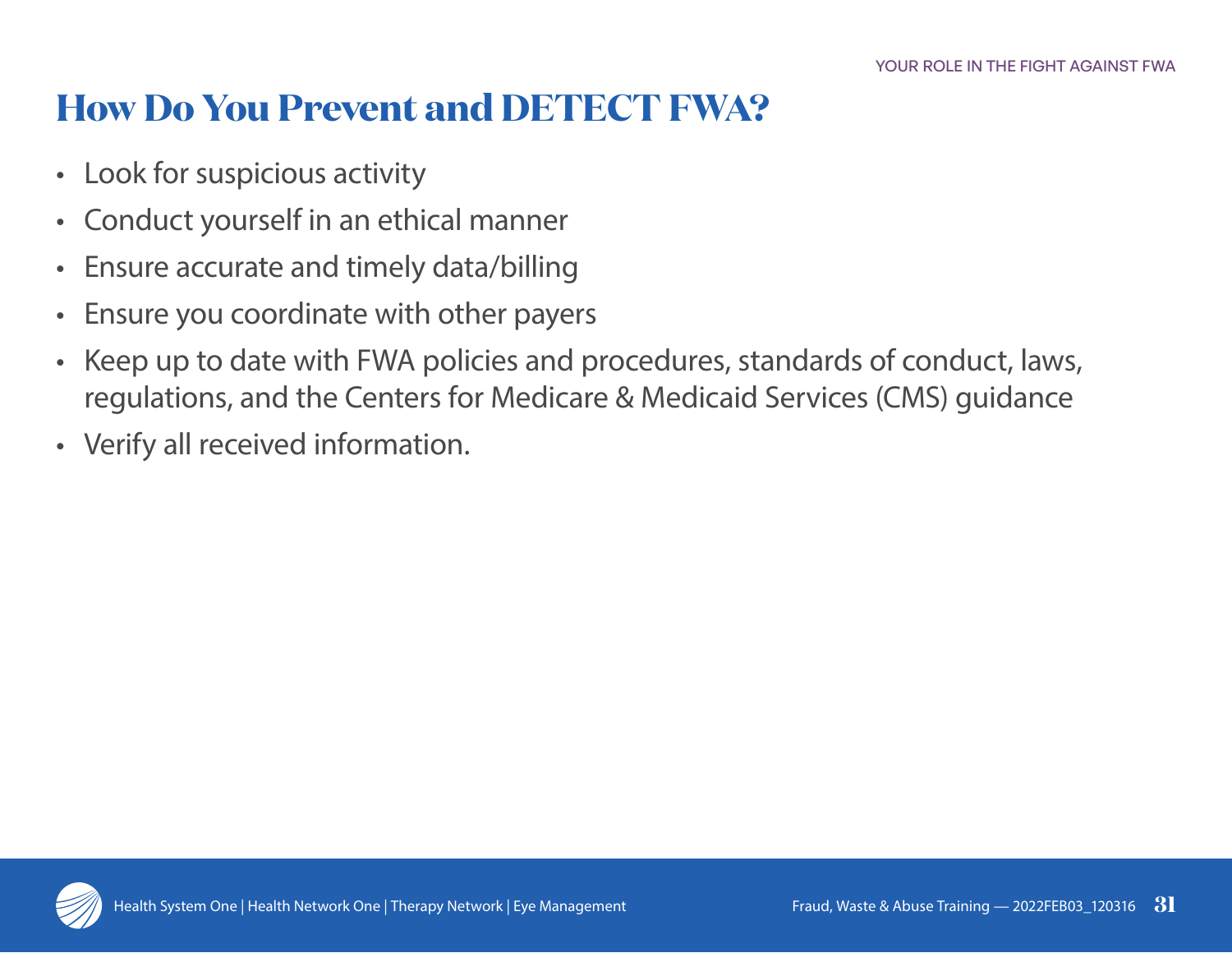# How Do You Prevent and DETECT FWA?

- Look for suspicious activity
- Conduct yourself in an ethical manner
- Ensure accurate and timely data/billing
- Ensure you coordinate with other payers
- Keep up to date with FWA policies and procedures, standards of conduct, laws, regulations, and the Centers for Medicare & Medicaid Services (CMS) guidance
- Verify all received information.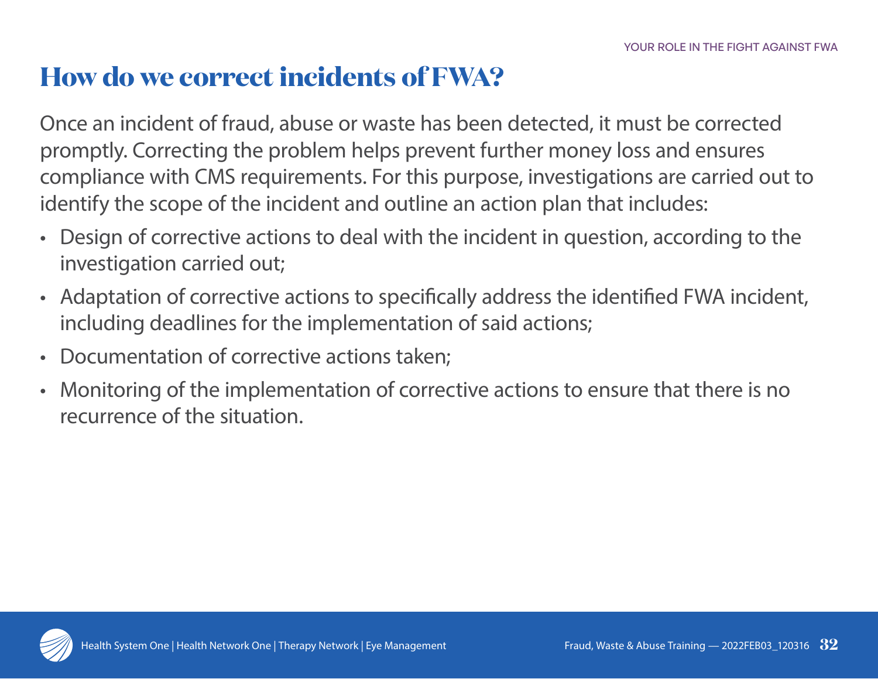# How do we correct incidents of FWA?

Once an incident of fraud, abuse or waste has been detected, it must be corrected promptly. Correcting the problem helps prevent further money loss and ensures compliance with CMS requirements. For this purpose, investigations are carried out to identify the scope of the incident and outline an action plan that includes:

- Design of corrective actions to deal with the incident in question, according to the investigation carried out;
- Adaptation of corrective actions to specifically address the identified FWA incident, including deadlines for the implementation of said actions;
- Documentation of corrective actions taken;
- Monitoring of the implementation of corrective actions to ensure that there is no recurrence of the situation.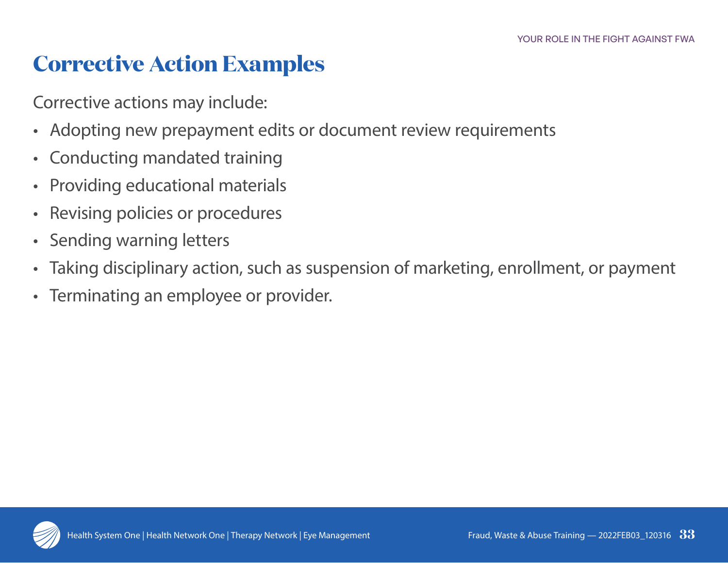# Corrective Action Examples

Corrective actions may include:

- Adopting new prepayment edits or document review requirements
- Conducting mandated training
- Providing educational materials
- Revising policies or procedures
- Sending warning letters
- Taking disciplinary action, such as suspension of marketing, enrollment, or payment
- Terminating an employee or provider.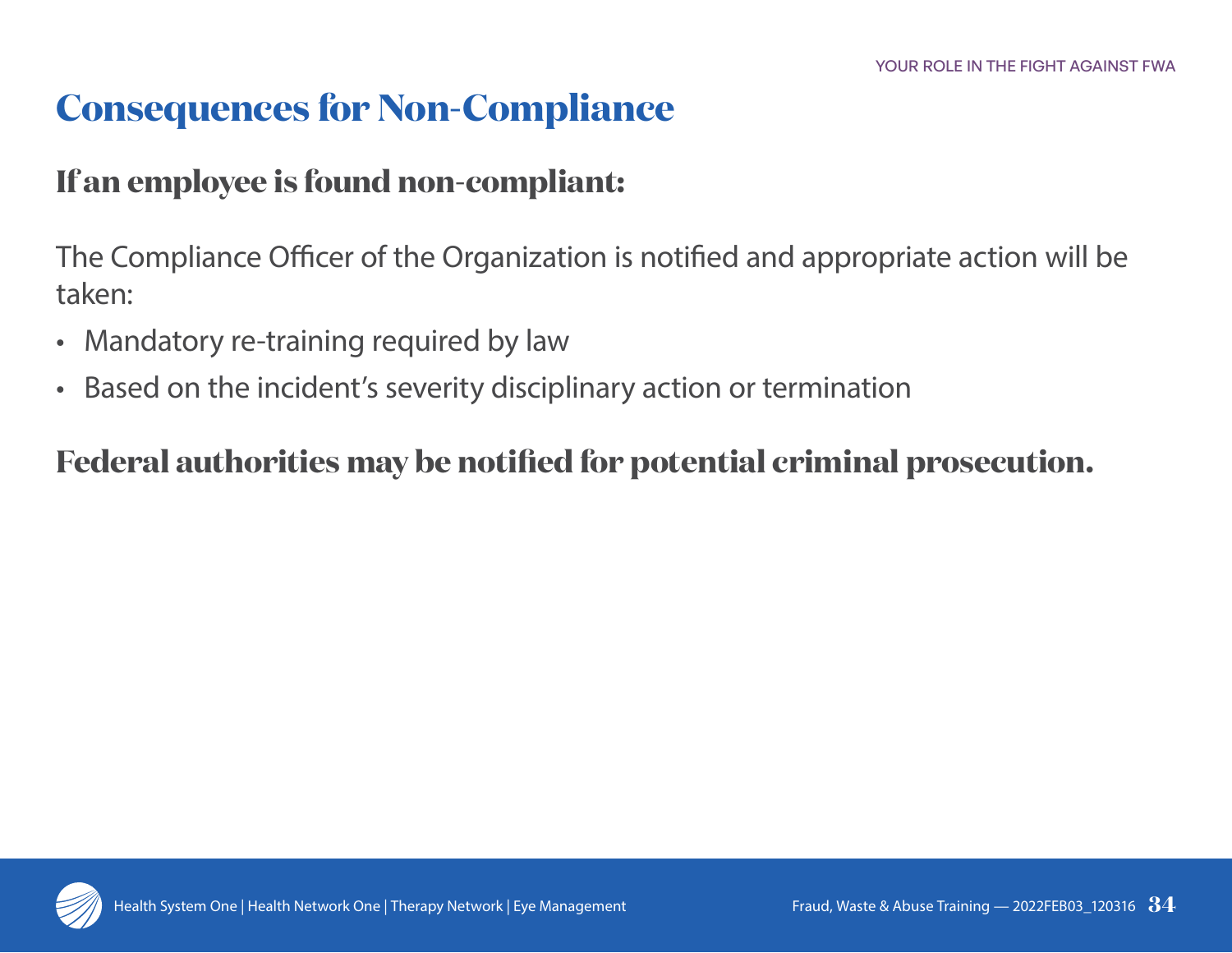# Consequences for Non-Compliance

## If an employee is found non-compliant:

The Compliance Officer of the Organization is notified and appropriate action will be taken:

- Mandatory re-training required by law
- Based on the incident's severity disciplinary action or termination

## Federal authorities may be notified for potential criminal prosecution.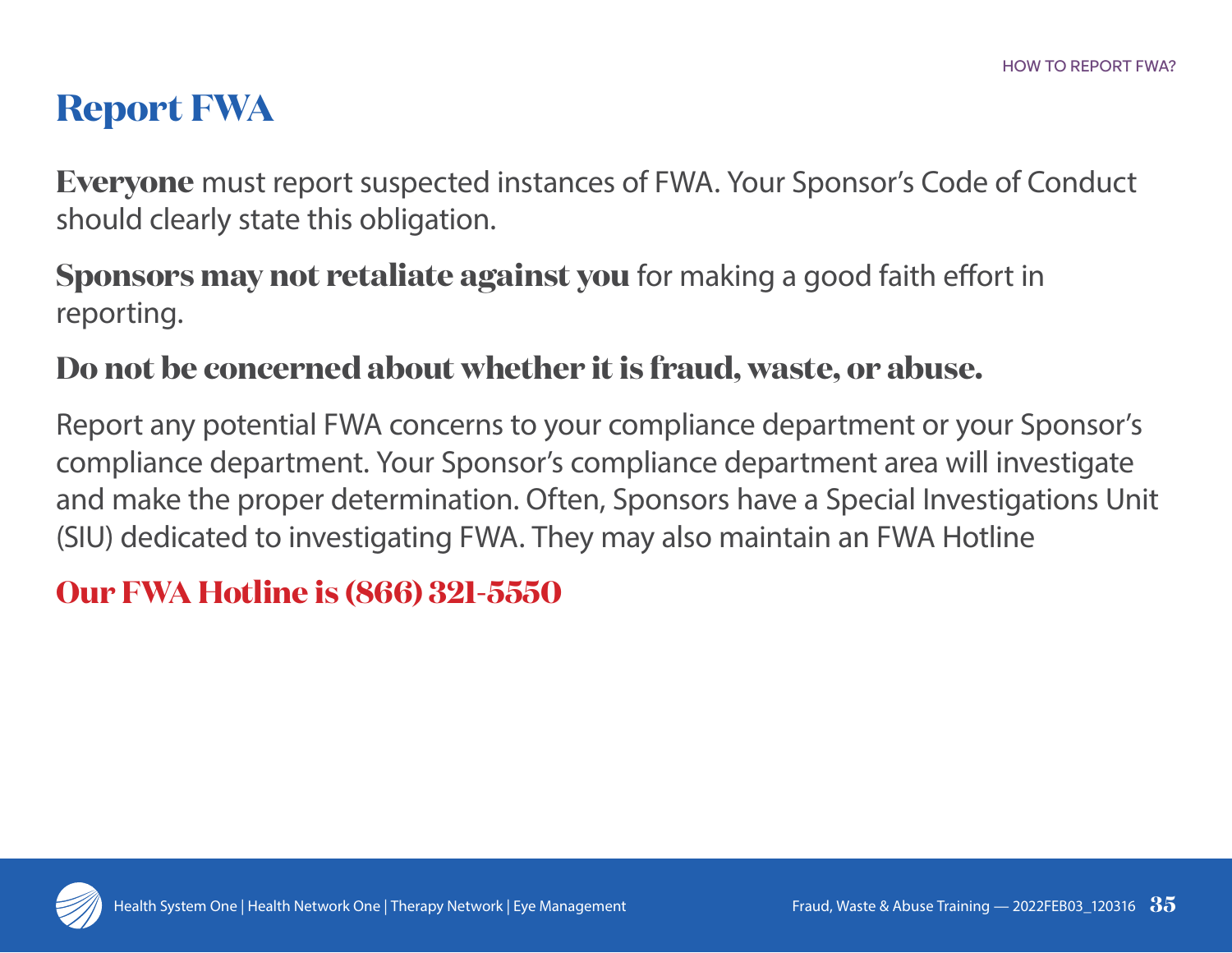# Report FWA

**Everyone** must report suspected instances of FWA. Your Sponsor's Code of Conduct should clearly state this obligation.

**Sponsors may not retaliate against you** for making a good faith effort in reporting.

**Do not be concerned about whether it is fraud, waste, or abuse.**

Report any potential FWA concerns to your compliance department or your Sponsor's compliance department. Your Sponsor's compliance department area will investigate and make the proper determination. Often, Sponsors have a Special Investigations Unit (SIU) dedicated to investigating FWA. They may also maintain an FWA Hotline

**Our FWA Hotline is (866) 321-5550**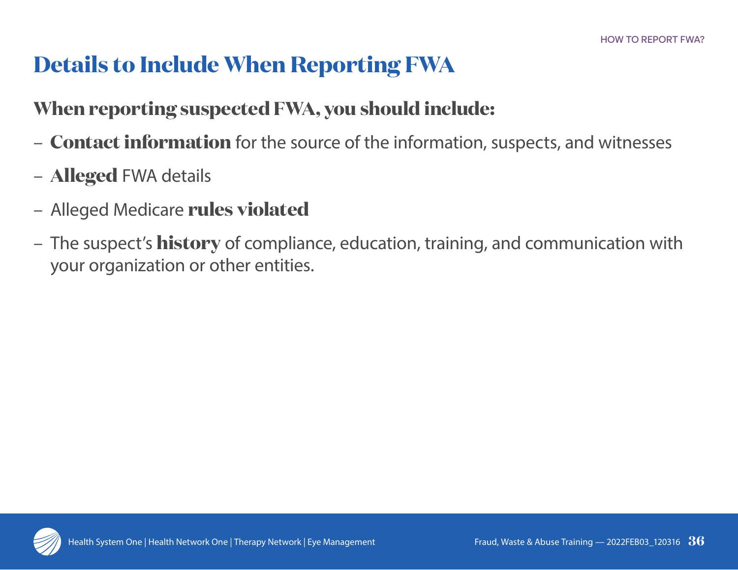# Details to Include When Reporting FWA

**When reporting suspected FWA, you should include:**

- **Contact information** for the source of the information, suspects, and witnesses
- **Alleged** FWA details
- Alleged Medicare **rules violated**
- The suspect's **history** of compliance, education, training, and communication with your organization or other entities.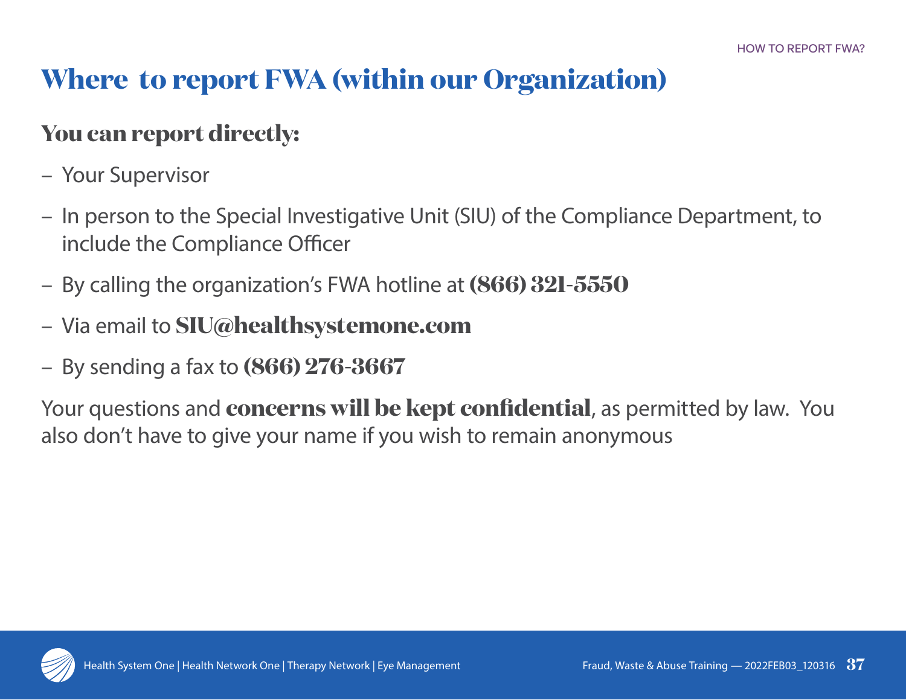# Where to report FWA (within our Organization)

## You can report directly:

- Your Supervisor
- In person to the Special Investigative Unit (SIU) of the Compliance Department, to include the Compliance Officer
- By calling the organization's FWA hotline at **(866) 321-5550**
- Via email to **SIU@healthsystemone.com**
- By sending a fax to **(866) 276-3667**

Your questions and **concerns will be kept confidential**, as permitted by law. You also don't have to give your name if you wish to remain anonymous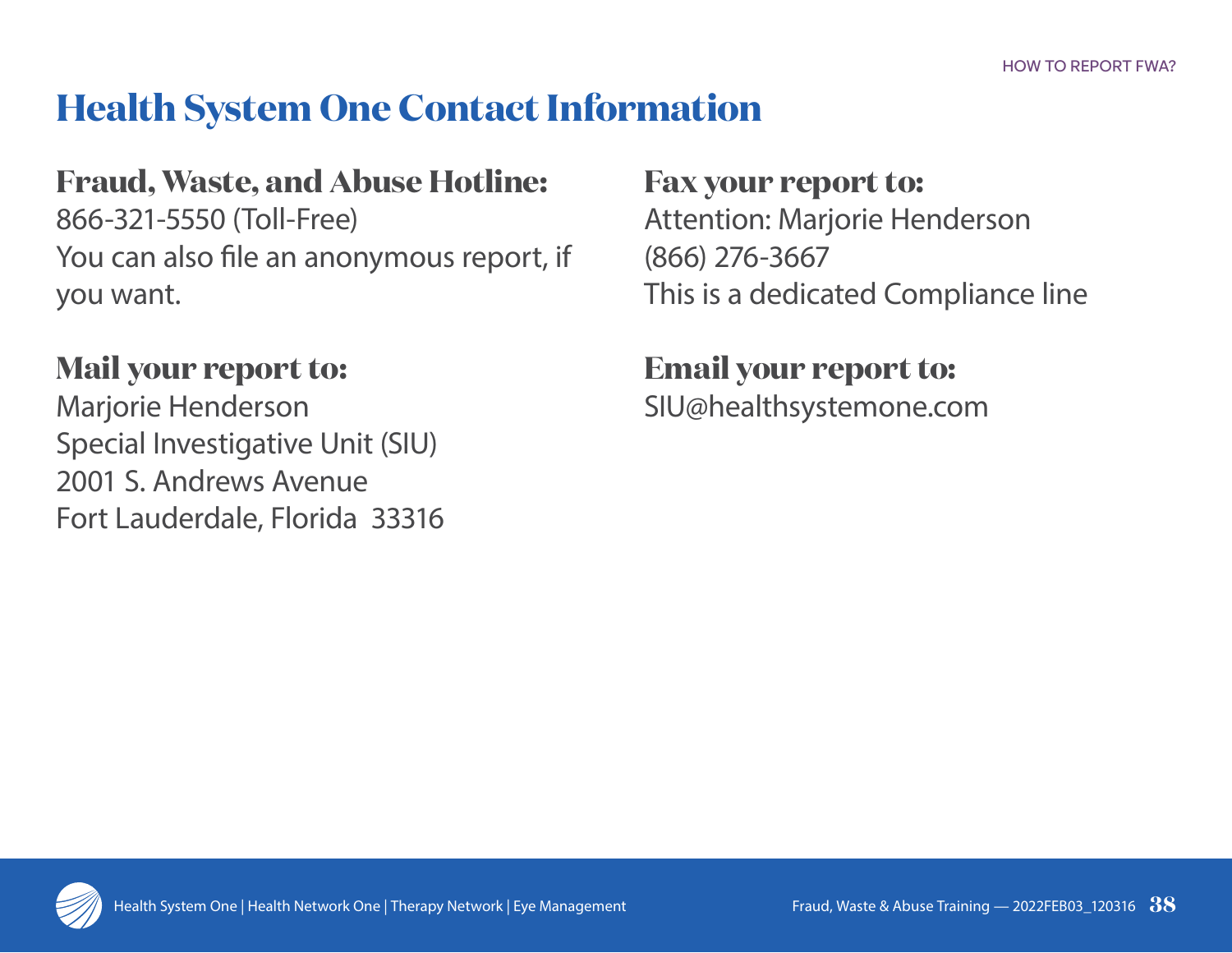# Health System One Contact Information

**Fraud, Waste, and Abuse Hotline:**
866-321-5550 (Toll-Free)
You can also file an anonymous report, if you want.

**Mail your report to:**
Marjorie Henderson
Special Investigative Unit (SIU)
2001 S. Andrews Avenue
Fort Lauderdale, Florida 33316

**Fax your report to:**
Attention: Marjorie Henderson
(866) 276-3667
This is a dedicated Compliance line

**Email your report to:**
SIU@healthsystemone.com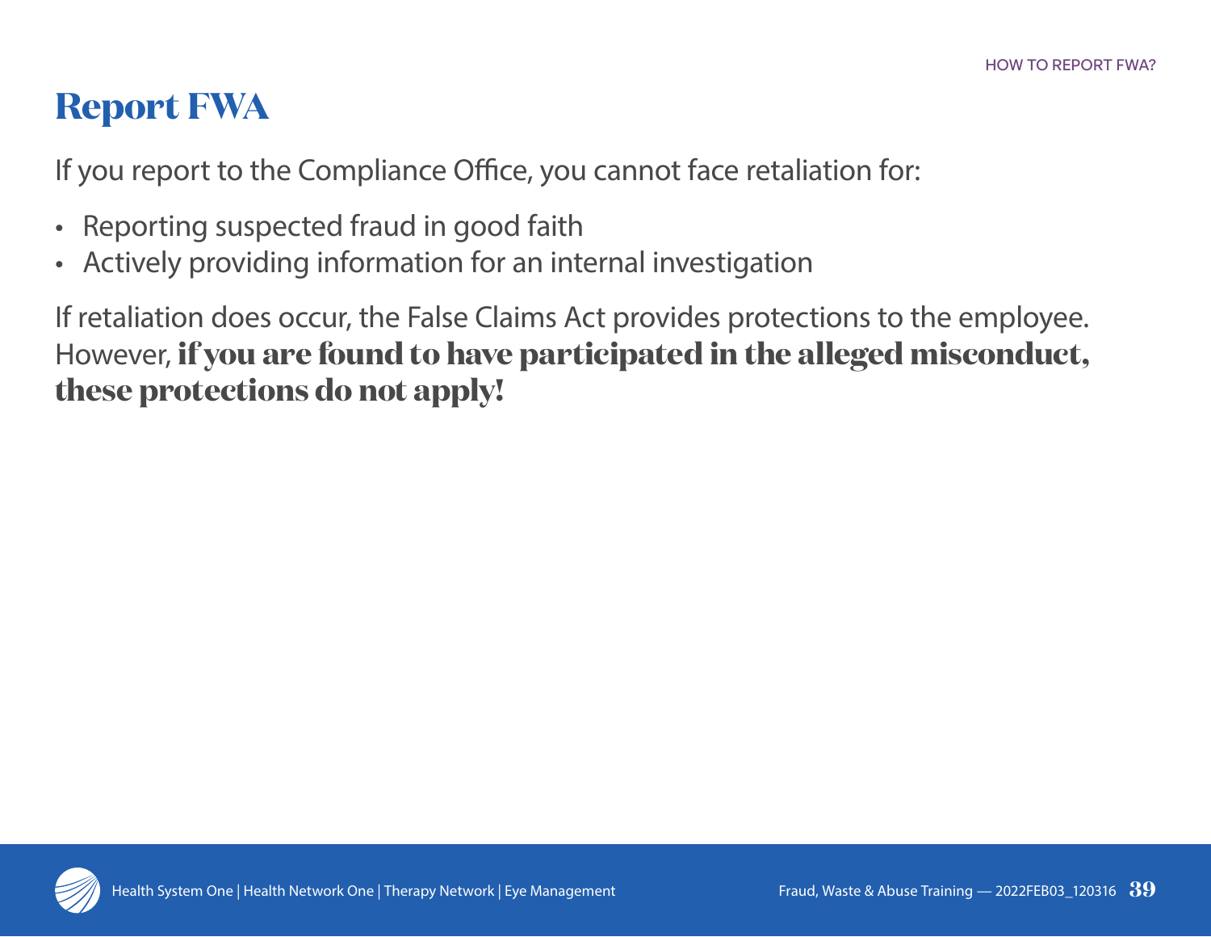# Report FWA

If you report to the Compliance Office, you cannot face retaliation for:

- Reporting suspected fraud in good faith
- Actively providing information for an internal investigation

If retaliation does occur, the False Claims Act provides protections to the employee. However, **if you are found to have participated in the alleged misconduct, these protections do not apply!**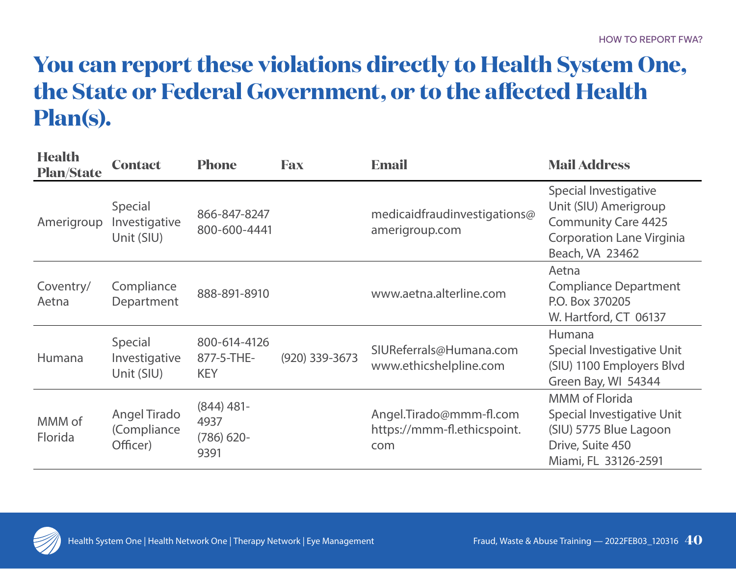# You can report these violations directly to Health System One, the State or Federal Government, or to the affected Health Plan(s).

| Health Plan/State | Contact | Phone | Fax | Email | Mail Address |
|---|---|---|---|---|---|
| Amerigroup | Special Investigative Unit (SIU) | 866-847-8247<br>800-600-4441 | | medicaidfraudinvestigations@amerigroup.com | Special Investigative Unit (SIU) Amerigroup Community Care 4425 Corporation Lane Virginia Beach, VA 23462 |
| Coventry/ Aetna | Compliance Department | 888-891-8910 | | www.aetna.alterline.com | Aetna<br>Compliance Department<br>P.O. Box 370205<br>W. Hartford, CT 06137 |
| Humana | Special Investigative Unit (SIU) | 800-614-4126<br>877-5-THE-KEY | (920) 339-3673 | SIUReferrals@Humana.com<br>www.ethicshelpline.com | Humana<br>Special Investigative Unit (SIU) 1100 Employers Blvd Green Bay, WI 54344 |
| MMM of Florida | Angel Tirado (Compliance Officer) | (844) 481-4937<br>(786) 620-9391 | | Angel.Tirado@mmm-fl.com<br>https://mmm-fl.ethicspoint.com | MMM of Florida<br>Special Investigative Unit (SIU) 5775 Blue Lagoon Drive, Suite 450<br>Miami, FL 33126-2591 |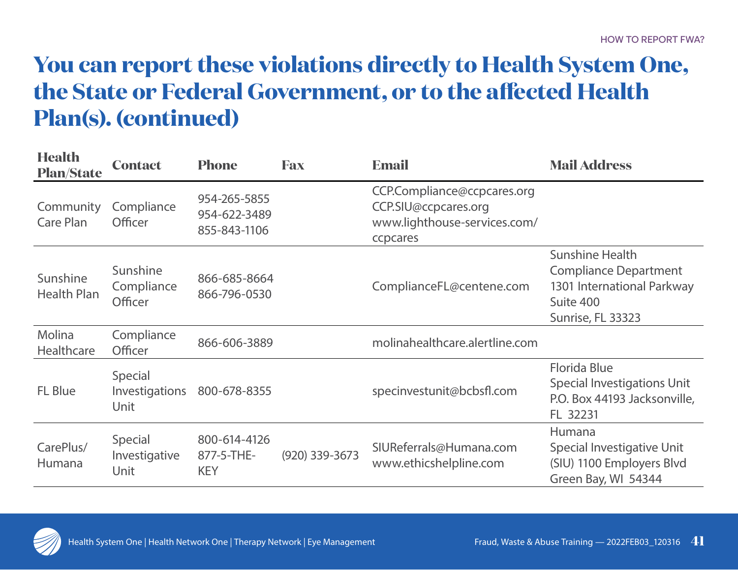# You can report these violations directly to Health System One, the State or Federal Government, or to the affected Health Plan(s). (continued)

| Health Plan/State | Contact | Phone | Fax | Email | Mail Address |
|---|---|---|---|---|---|
| Community Care Plan | Compliance Officer | 954-265-5855<br>954-622-3489<br>855-843-1106 | | CCP.Compliance@ccpcares.org<br>CCP.SIU@ccpcares.org<br>www.lighthouse-services.com/ccpcares | |
| Sunshine Health Plan | Sunshine Compliance Officer | 866-685-8664<br>866-796-0530 | | ComplianceFL@centene.com | Sunshine Health<br>Compliance Department<br>1301 International Parkway<br>Suite 400<br>Sunrise, FL 33323 |
| Molina Healthcare | Compliance Officer | 866-606-3889 | | molinahealthcare.alertline.com | |
| FL Blue | Special Investigations Unit | 800-678-8355 | | specinvestunit@bcbsfl.com | Florida Blue<br>Special Investigations Unit<br>P.O. Box 44193 Jacksonville, FL 32231 |
| CarePlus/ Humana | Special Investigative Unit | 800-614-4126<br>877-5-THE-KEY | (920) 339-3673 | SIUReferrals@Humana.com<br>www.ethicshelpline.com | Humana<br>Special Investigative Unit<br>(SIU) 1100 Employers Blvd<br>Green Bay, WI 54344 |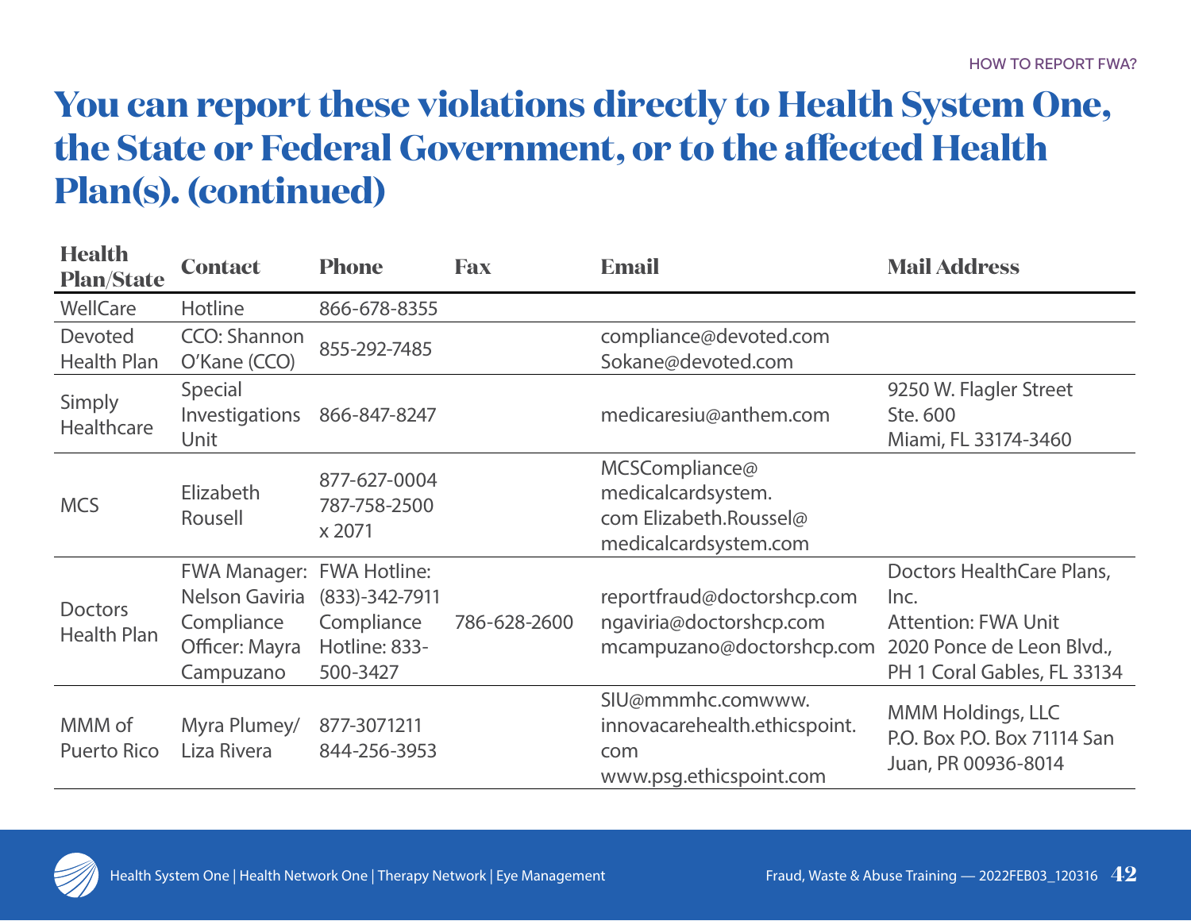# You can report these violations directly to Health System One, the State or Federal Government, or to the affected Health Plan(s). (continued)

| Health Plan/State | Contact | Phone | Fax | Email | Mail Address |
|---|---|---|---|---|---|
| WellCare | Hotline | 866-678-8355 | | | |
| Devoted Health Plan | CCO: Shannon O'Kane (CCO) | 855-292-7485 | | compliance@devoted.com Sokane@devoted.com | |
| Simply Healthcare | Special Investigations Unit | 866-847-8247 | | medicaresiu@anthem.com | 9250 W. Flagler Street Ste. 600 Miami, FL 33174-3460 |
| MCS | Elizabeth Rousell | 877-627-0004 787-758-2500 x 2071 | | MCSCompliance@ medicalcardsystem. com Elizabeth.Roussel@ medicalcardsystem.com | |
| Doctors Health Plan | FWA Manager: Nelson Gaviria Compliance Officer: Mayra Campuzano | FWA Hotline: (833)-342-7911 Compliance Hotline: 833-500-3427 | 786-628-2600 | reportfraud@doctorshcp.com ngaviria@doctorshcp.com mcampuzano@doctorshcp.com | Doctors HealthCare Plans, Inc. Attention: FWA Unit 2020 Ponce de Leon Blvd., PH 1 Coral Gables, FL 33134 |
| MMM of Puerto Rico | Myra Plumey/ Liza Rivera | 877-3071211 844-256-3953 | | SIU@mmmhc.comwww. innovacarehealth.ethicspoint. com www.psg.ethicspoint.com | MMM Holdings, LLC P.O. Box P.O. Box 71114 San Juan, PR 00936-8014 |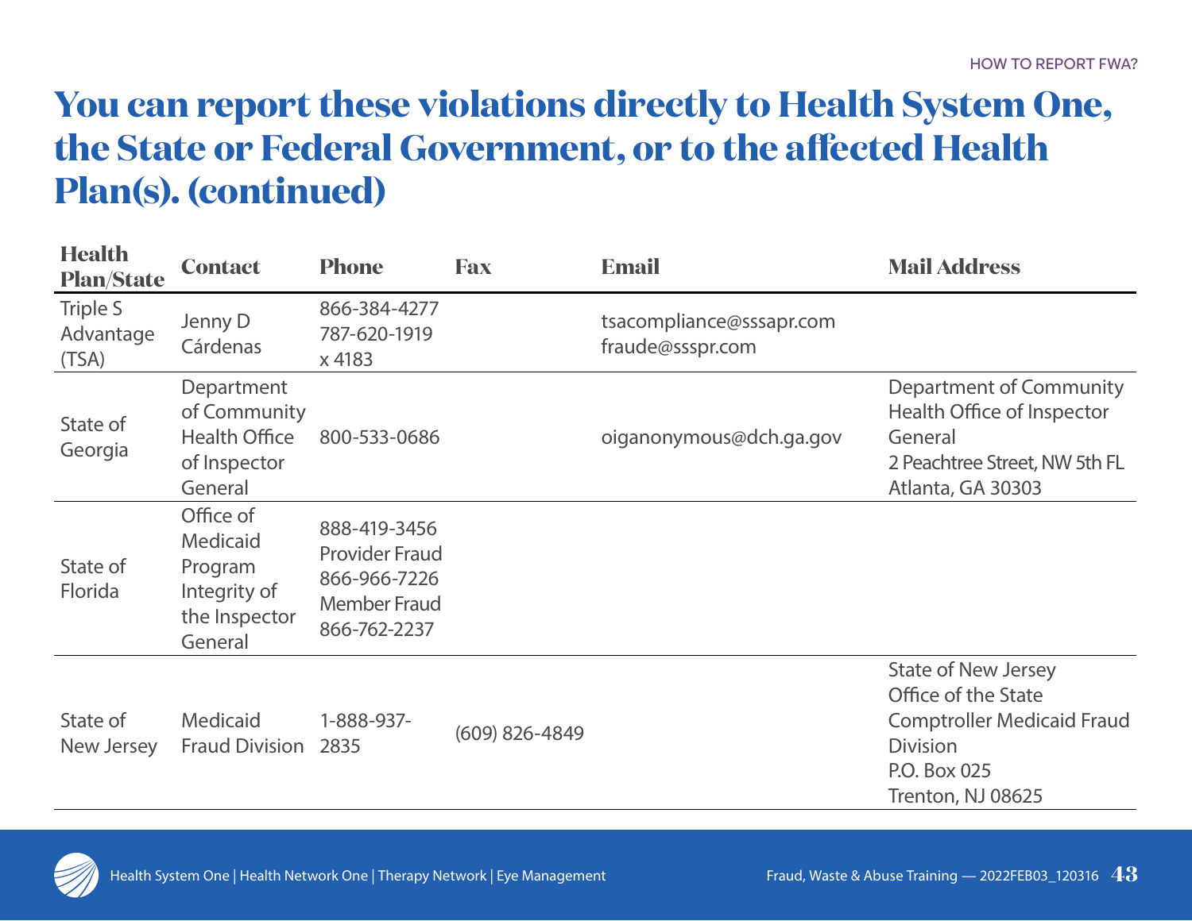# You can report these violations directly to Health System One, the State or Federal Government, or to the affected Health Plan(s). (continued)

| Health Plan/State | Contact | Phone | Fax | Email | Mail Address |
| --- | --- | --- | --- | --- | --- |
| Triple S Advantage (TSA) | Jenny D Cárdenas | 866-384-4277<br>787-620-1919 x 4183 | | tsacompliance@sssapr.com<br>fraude@ssspr.com | |
| State of Georgia | Department of Community Health Office of Inspector General | 800-533-0686 | | oiganonymous@dch.ga.gov | Department of Community Health Office of Inspector General<br>2 Peachtree Street, NW 5th FL<br>Atlanta, GA 30303 |
| State of Florida | Office of Medicaid Program Integrity of the Inspector General | 888-419-3456<br>Provider Fraud<br>866-966-7226<br>Member Fraud<br>866-762-2237 | | | |
| State of New Jersey | Medicaid Fraud Division | 1-888-937-2835 | (609) 826-4849 | | State of New Jersey<br>Office of the State Comptroller Medicaid Fraud Division<br>P.O. Box 025<br>Trenton, NJ 08625 |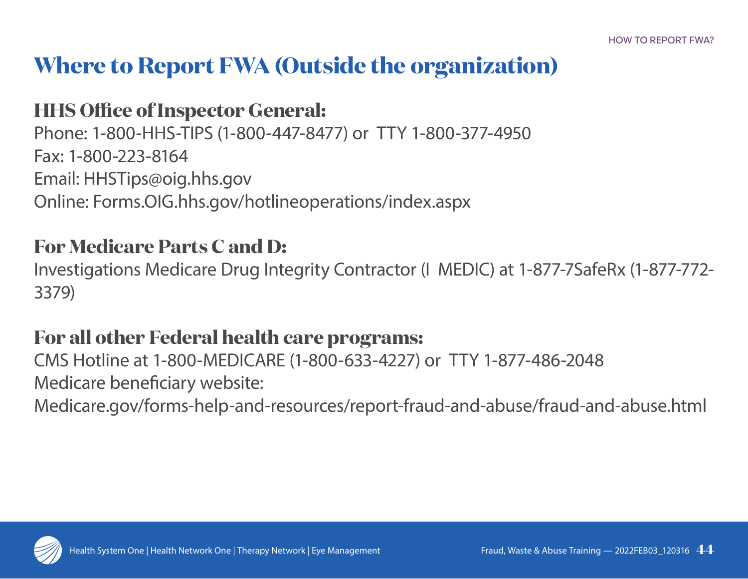# Where to Report FWA (Outside the organization)

## HHS Office of Inspector General:

Phone: 1-800-HHS-TIPS (1-800-447-8477) or TTY 1-800-377-4950
Fax: 1-800-223-8164
Email: HHSTips@oig.hhs.gov
Online: Forms.OIG.hhs.gov/hotlineoperations/index.aspx

## For Medicare Parts C and D:

Investigations Medicare Drug Integrity Contractor (I MEDIC) at 1-877-7SafeRx (1-877-772-3379)

## For all other Federal health care programs:

CMS Hotline at 1-800-MEDICARE (1-800-633-4227) or TTY 1-877-486-2048
Medicare beneficiary website:
Medicare.gov/forms-help-and-resources/report-fraud-and-abuse/fraud-and-abuse.html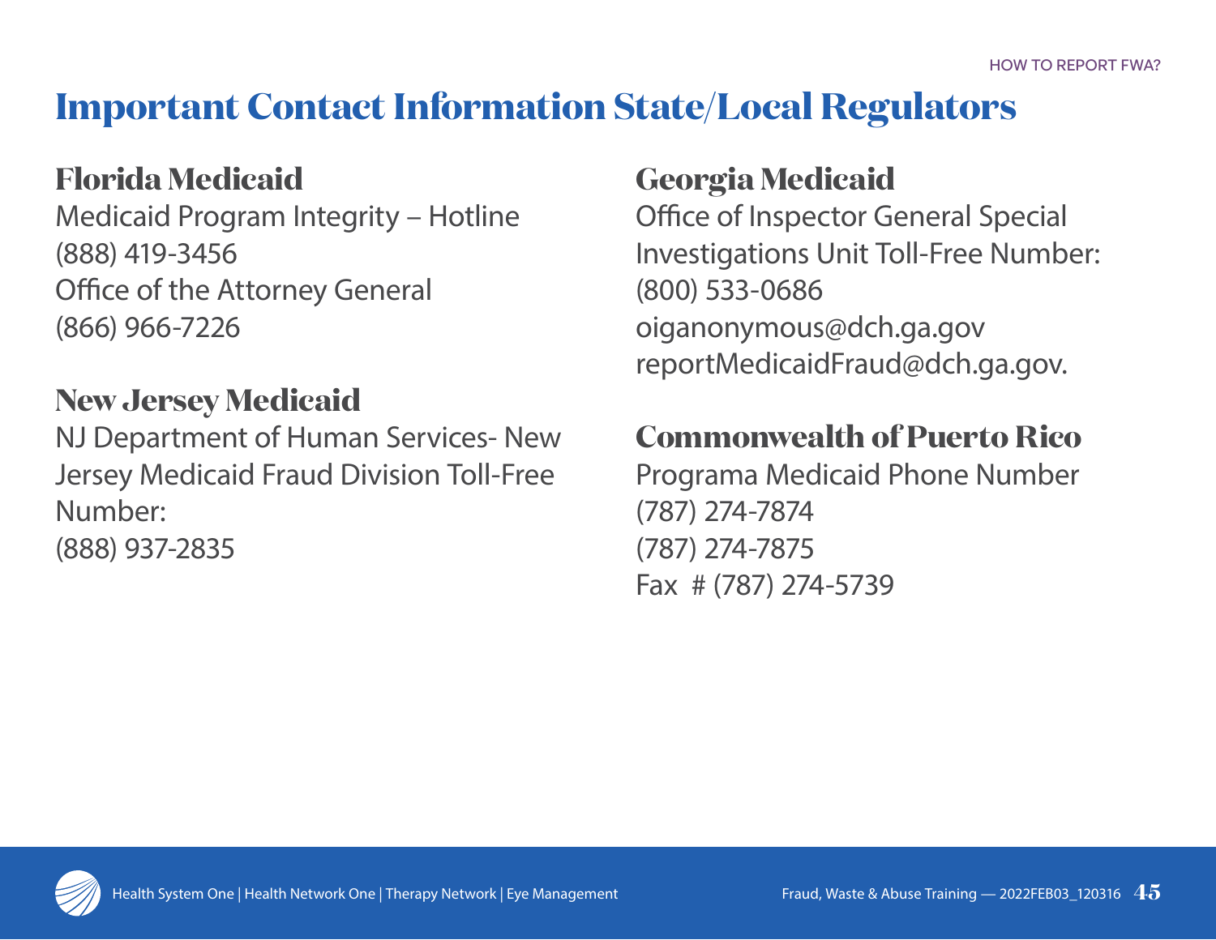# Important Contact Information State/Local Regulators

## Florida Medicaid

Medicaid Program Integrity – Hotline
(888) 419-3456
Office of the Attorney General
(866) 966-7226

## New Jersey Medicaid

NJ Department of Human Services- New Jersey Medicaid Fraud Division Toll-Free Number:
(888) 937-2835

## Georgia Medicaid

Office of Inspector General Special Investigations Unit Toll-Free Number:
(800) 533-0686
oiganonymous@dch.ga.gov
reportMedicaidFraud@dch.ga.gov.

## Commonwealth of Puerto Rico

Programa Medicaid Phone Number
(787) 274-7874
(787) 274-7875
Fax # (787) 274-5739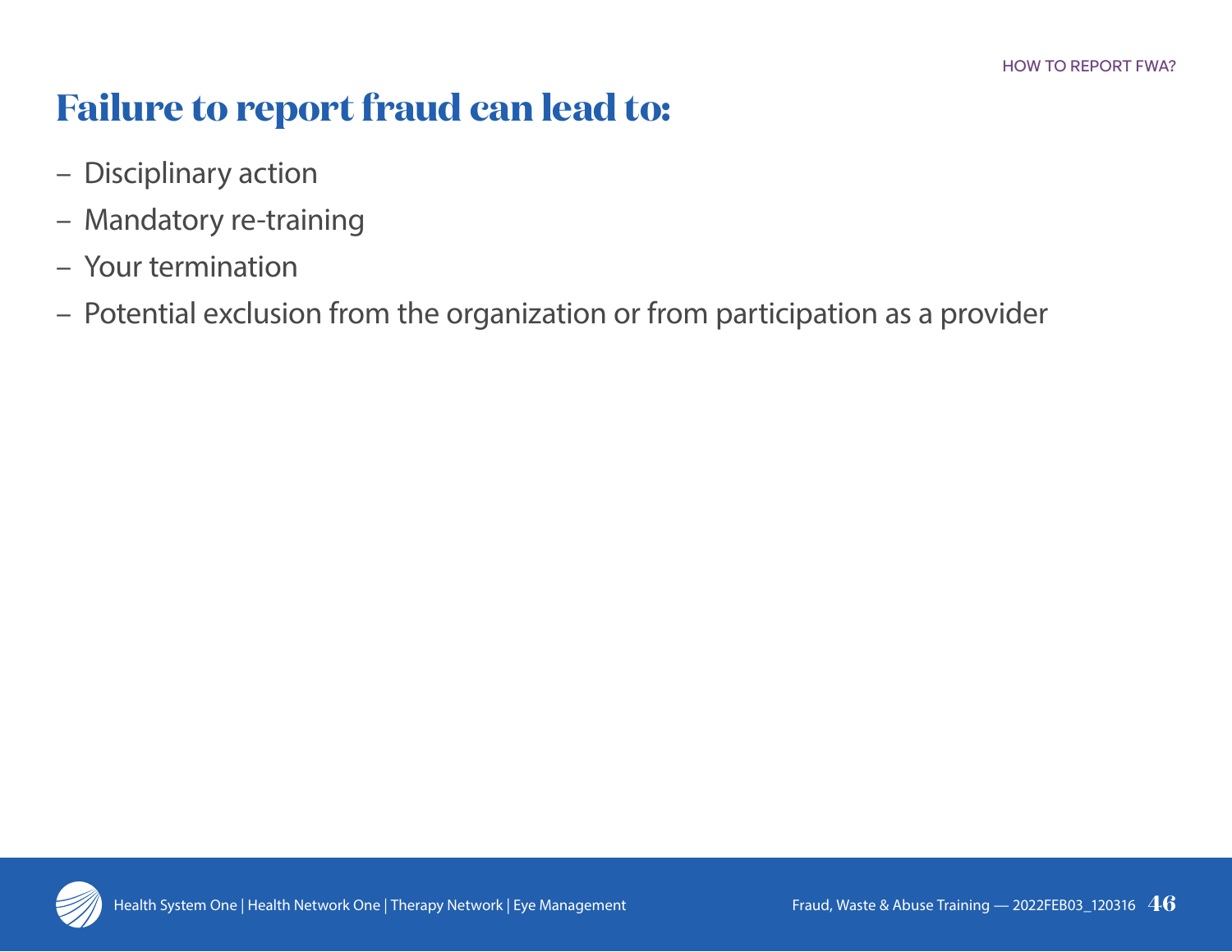# Failure to report fraud can lead to:

- Disciplinary action
- Mandatory re-training
- Your termination
- Potential exclusion from the organization or from participation as a provider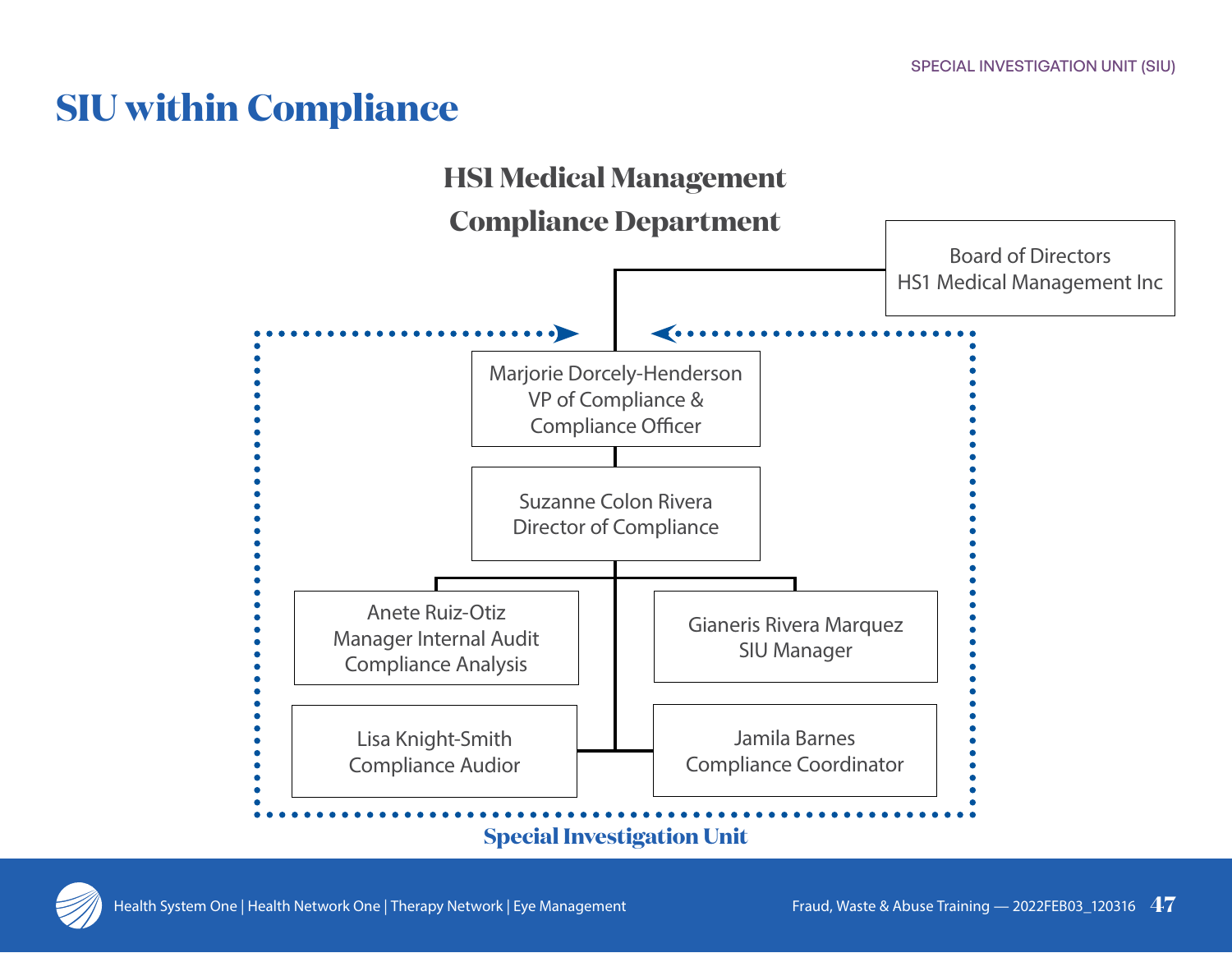# SIU within Compliance

## HSI Medical Management Compliance Department

Board of Directors
HS1 Medical Management Inc

Marjorie Dorcely-Henderson
VP of Compliance &
Compliance Officer

Suzanne Colon Rivera
Director of Compliance

Anete Ruiz-Otiz
Manager Internal Audit
Compliance Analysis

Gianeris Rivera Marquez
SIU Manager

Lisa Knight-Smith
Compliance Audior

Jamila Barnes
Compliance Coordinator

**Special Investigation Unit**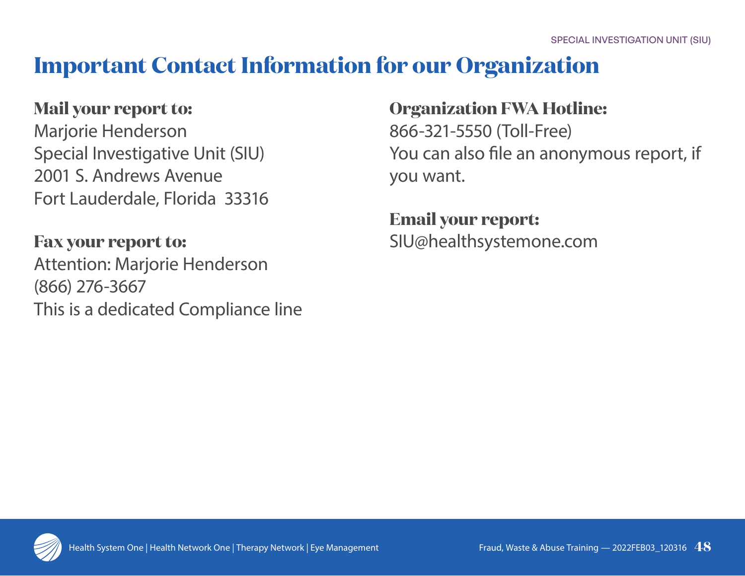# Important Contact Information for our Organization

**Mail your report to:**
Marjorie Henderson
Special Investigative Unit (SIU)
2001 S. Andrews Avenue
Fort Lauderdale, Florida 33316

**Fax your report to:**
Attention: Marjorie Henderson
(866) 276-3667
This is a dedicated Compliance line

**Organization FWA Hotline:**
866-321-5550 (Toll-Free)
You can also file an anonymous report, if you want.

**Email your report:**
SIU@healthsystemone.com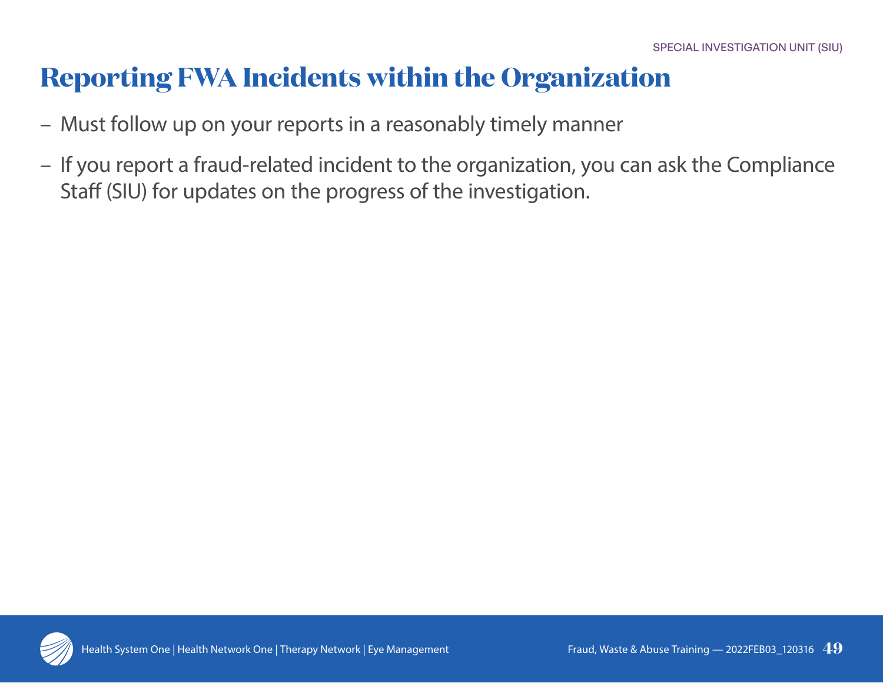# Reporting FWA Incidents within the Organization

- Must follow up on your reports in a reasonably timely manner
- If you report a fraud-related incident to the organization, you can ask the Compliance Staff (SIU) for updates on the progress of the investigation.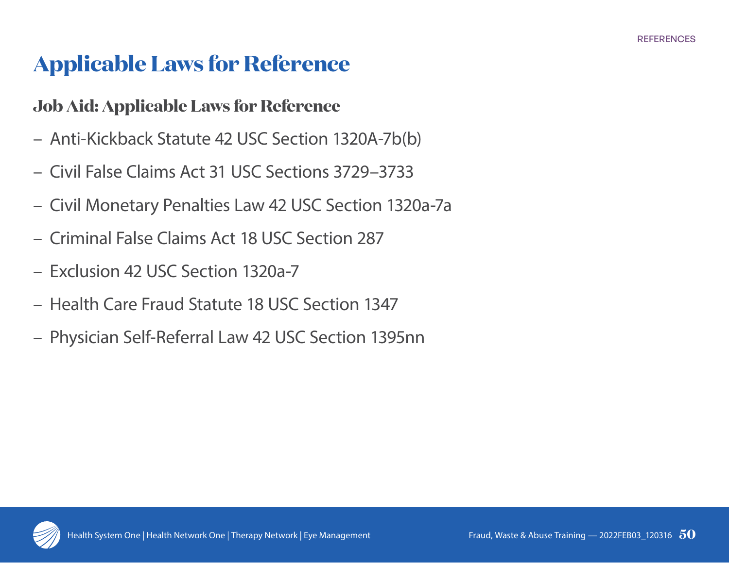# Applicable Laws for Reference

## Job Aid: Applicable Laws for Reference

- Anti-Kickback Statute 42 USC Section 1320A-7b(b)
- Civil False Claims Act 31 USC Sections 3729–3733
- Civil Monetary Penalties Law 42 USC Section 1320a-7a
- Criminal False Claims Act 18 USC Section 287
- Exclusion 42 USC Section 1320a-7
- Health Care Fraud Statute 18 USC Section 1347
- Physician Self-Referral Law 42 USC Section 1395nn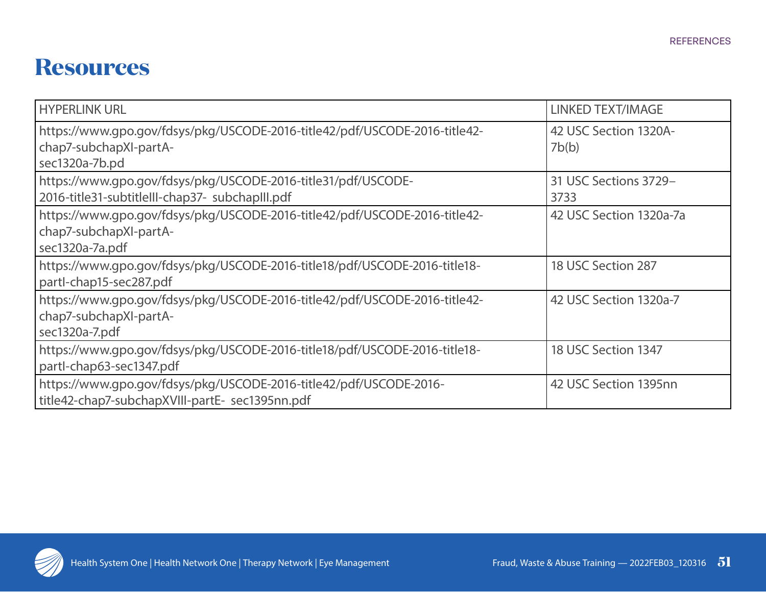# Resources

| HYPERLINK URL | LINKED TEXT/IMAGE |
|---|---|
| https://www.gpo.gov/fdsys/pkg/USCODE-2016-title42/pdf/USCODE-2016-title42-chap7-subchapXI-partA-sec1320a-7b.pd | 42 USC Section 1320A-7b(b) |
| https://www.gpo.gov/fdsys/pkg/USCODE-2016-title31/pdf/USCODE-2016-title31-subtitleIII-chap37- subchapIII.pdf | 31 USC Sections 3729–3733 |
| https://www.gpo.gov/fdsys/pkg/USCODE-2016-title42/pdf/USCODE-2016-title42-chap7-subchapXI-partA-sec1320a-7a.pdf | 42 USC Section 1320a-7a |
| https://www.gpo.gov/fdsys/pkg/USCODE-2016-title18/pdf/USCODE-2016-title18-partI-chap15-sec287.pdf | 18 USC Section 287 |
| https://www.gpo.gov/fdsys/pkg/USCODE-2016-title42/pdf/USCODE-2016-title42-chap7-subchapXI-partA-sec1320a-7.pdf | 42 USC Section 1320a-7 |
| https://www.gpo.gov/fdsys/pkg/USCODE-2016-title18/pdf/USCODE-2016-title18-partI-chap63-sec1347.pdf | 18 USC Section 1347 |
| https://www.gpo.gov/fdsys/pkg/USCODE-2016-title42/pdf/USCODE-2016-title42-chap7-subchapXVIII-partE- sec1395nn.pdf | 42 USC Section 1395nn |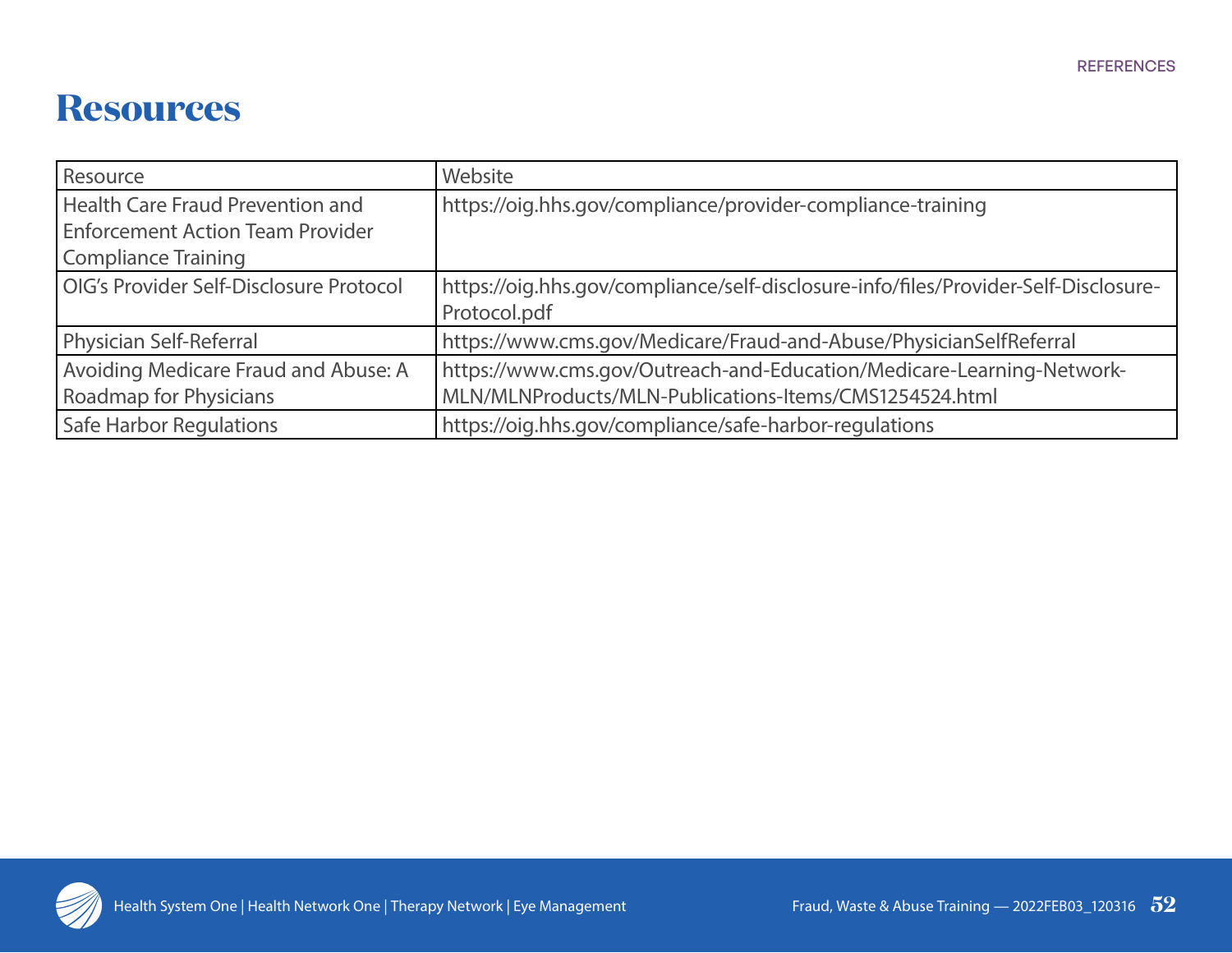# Resources

| Resource | Website |
|---|---|
| Health Care Fraud Prevention and Enforcement Action Team Provider Compliance Training | https://oig.hhs.gov/compliance/provider-compliance-training |
| OIG's Provider Self-Disclosure Protocol | https://oig.hhs.gov/compliance/self-disclosure-info/files/Provider-Self-Disclosure-Protocol.pdf |
| Physician Self-Referral | https://www.cms.gov/Medicare/Fraud-and-Abuse/PhysicianSelfReferral |
| Avoiding Medicare Fraud and Abuse: A Roadmap for Physicians | https://www.cms.gov/Outreach-and-Education/Medicare-Learning-Network-MLN/MLNProducts/MLN-Publications-Items/CMS1254524.html |
| Safe Harbor Regulations | https://oig.hhs.gov/compliance/safe-harbor-regulations |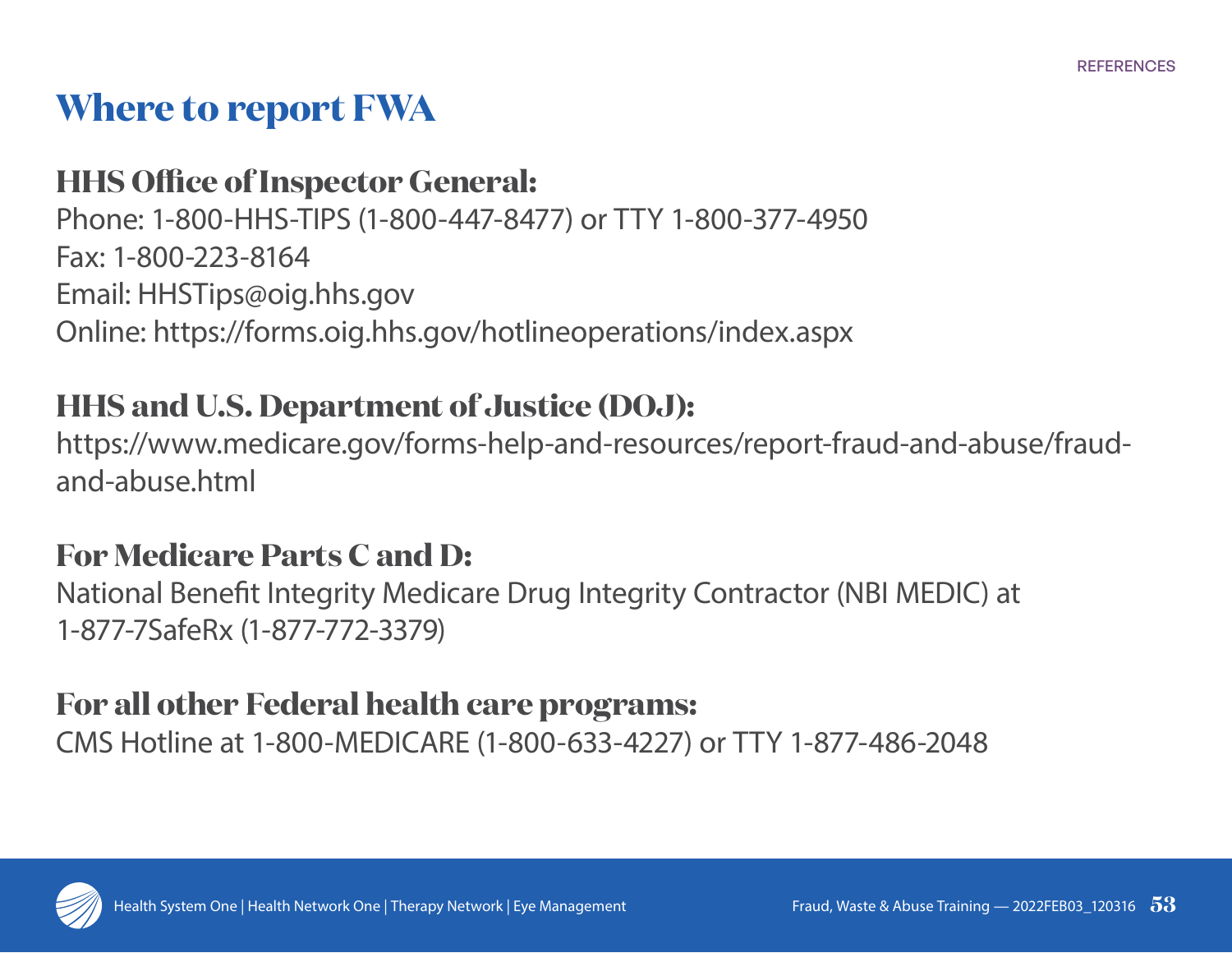# Where to report FWA

## HHS Office of Inspector General:

Phone: 1-800-HHS-TIPS (1-800-447-8477) or TTY 1-800-377-4950
Fax: 1-800-223-8164
Email: HHSTips@oig.hhs.gov
Online: https://forms.oig.hhs.gov/hotlineoperations/index.aspx

## HHS and U.S. Department of Justice (DOJ):

https://www.medicare.gov/forms-help-and-resources/report-fraud-and-abuse/fraud-and-abuse.html

## For Medicare Parts C and D:

National Benefit Integrity Medicare Drug Integrity Contractor (NBI MEDIC) at 1-877-7SafeRx (1-877-772-3379)

## For all other Federal health care programs:

CMS Hotline at 1-800-MEDICARE (1-800-633-4227) or TTY 1-877-486-2048